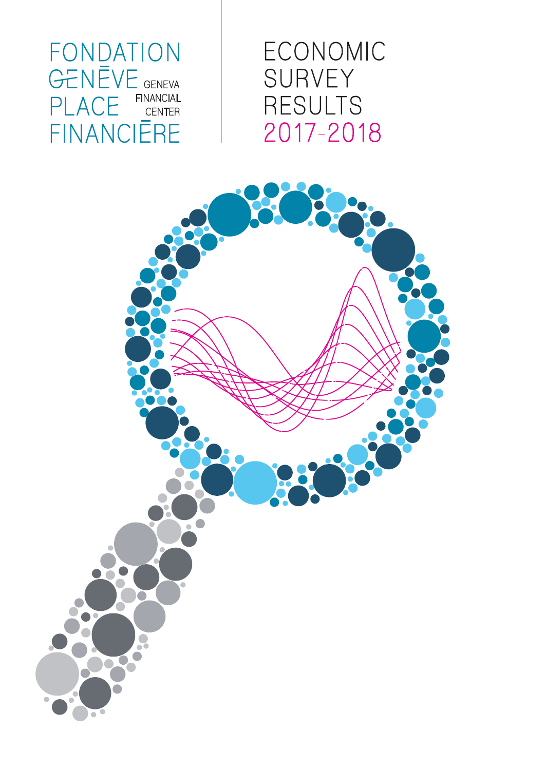FONDATION GENÈVE PLACE FINANCIÈRE

GENEVA FINANCIAL CENTER

# ECONOMIC SURVEY RESULTS 2017-2018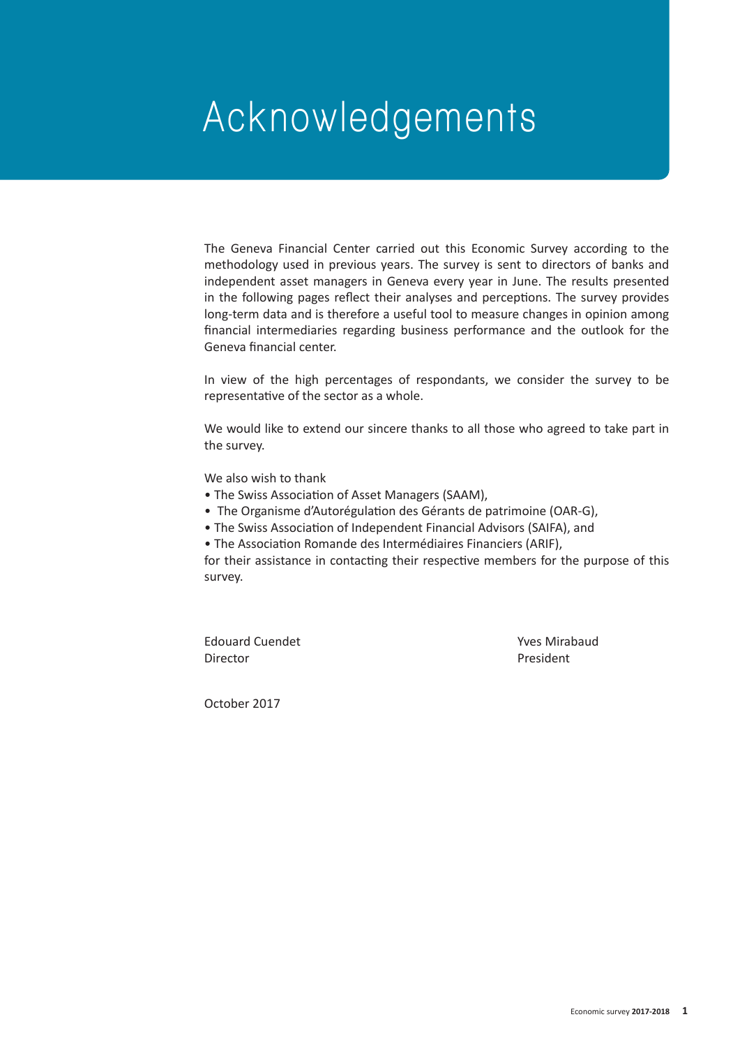# Acknowledgements

The Geneva Financial Center carried out this Economic Survey according to the methodology used in previous years. The survey is sent to directors of banks and independent asset managers in Geneva every year in June. The results presented in the following pages reflect their analyses and perceptions. The survey provides long-term data and is therefore a useful tool to measure changes in opinion among financial intermediaries regarding business performance and the outlook for the Geneva financial center.

In view of the high percentages of respondants, we consider the survey to be representative of the sector as a whole.

We would like to extend our sincere thanks to all those who agreed to take part in the survey.

We also wish to thank

- The Swiss Association of Asset Managers (SAAM),
- The Organisme d'Autorégulation des Gérants de patrimoine (OAR-G),
- The Swiss Association of Independent Financial Advisors (SAIFA), and
- The Association Romande des Intermédiaires Financiers (ARIF),

for their assistance in contacting their respective members for the purpose of this survey.

Edouard Cuendet
Director

Yves Mirabaud
President

October 2017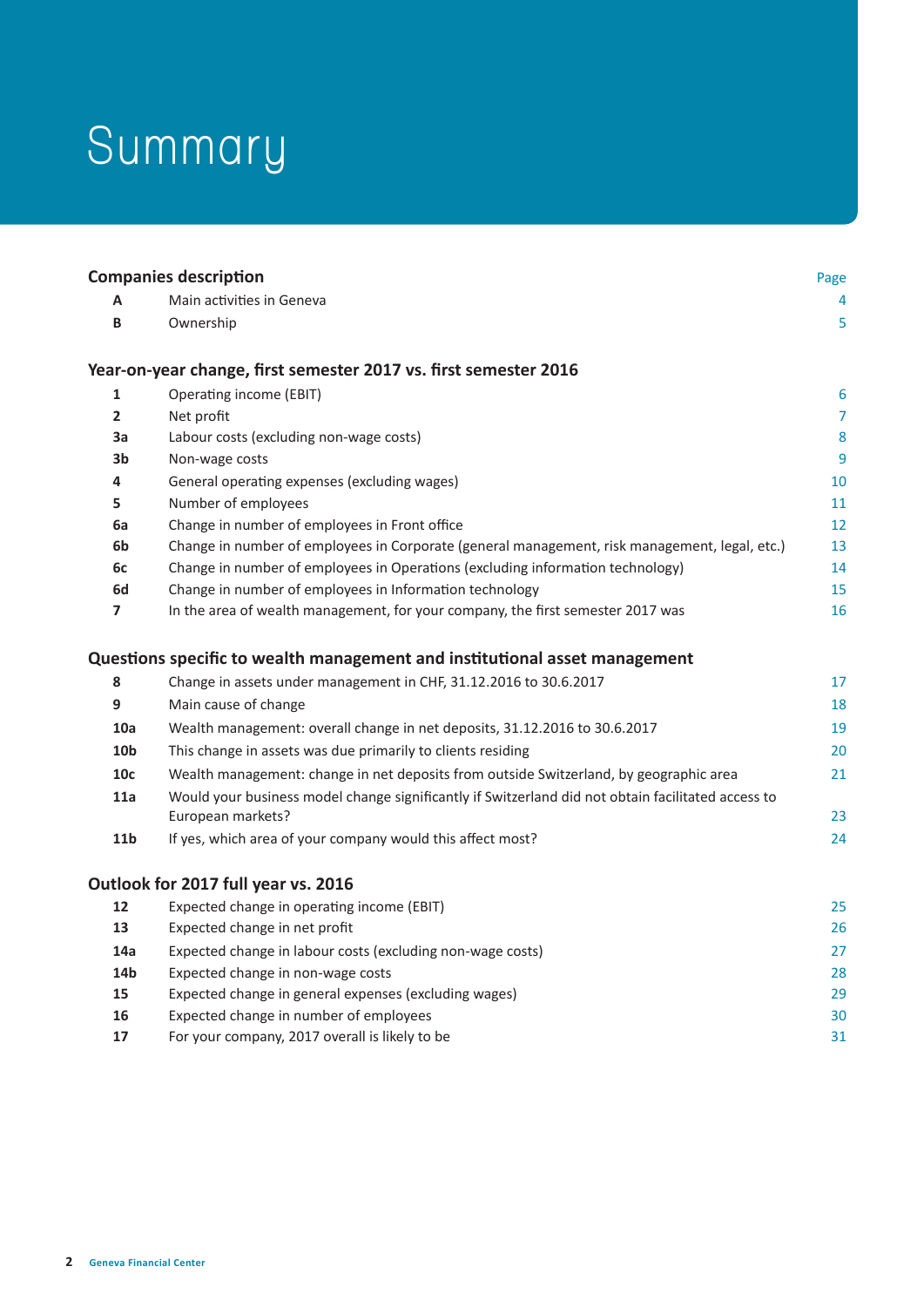# Summary

## Companies description

| | | Page |
|---|---|---|
| **A** | Main activities in Geneva | 4 |
| **B** | Ownership | 5 |

## Year-on-year change, first semester 2017 vs. first semester 2016

| | | |
|---|---|---|
| **1** | Operating income (EBIT) | 6 |
| **2** | Net profit | 7 |
| **3a** | Labour costs (excluding non-wage costs) | 8 |
| **3b** | Non-wage costs | 9 |
| **4** | General operating expenses (excluding wages) | 10 |
| **5** | Number of employees | 11 |
| **6a** | Change in number of employees in Front office | 12 |
| **6b** | Change in number of employees in Corporate (general management, risk management, legal, etc.) | 13 |
| **6c** | Change in number of employees in Operations (excluding information technology) | 14 |
| **6d** | Change in number of employees in Information technology | 15 |
| **7** | In the area of wealth management, for your company, the first semester 2017 was | 16 |

## Questions specific to wealth management and institutional asset management

| | | |
|---|---|---|
| **8** | Change in assets under management in CHF, 31.12.2016 to 30.6.2017 | 17 |
| **9** | Main cause of change | 18 |
| **10a** | Wealth management: overall change in net deposits, 31.12.2016 to 30.6.2017 | 19 |
| **10b** | This change in assets was due primarily to clients residing | 20 |
| **10c** | Wealth management: change in net deposits from outside Switzerland, by geographic area | 21 |
| **11a** | Would your business model change significantly if Switzerland did not obtain facilitated access to European markets? | 23 |
| **11b** | If yes, which area of your company would this affect most? | 24 |

## Outlook for 2017 full year vs. 2016

| | | |
|---|---|---|
| **12** | Expected change in operating income (EBIT) | 25 |
| **13** | Expected change in net profit | 26 |
| **14a** | Expected change in labour costs (excluding non-wage costs) | 27 |
| **14b** | Expected change in non-wage costs | 28 |
| **15** | Expected change in general expenses (excluding wages) | 29 |
| **16** | Expected change in number of employees | 30 |
| **17** | For your company, 2017 overall is likely to be | 31 |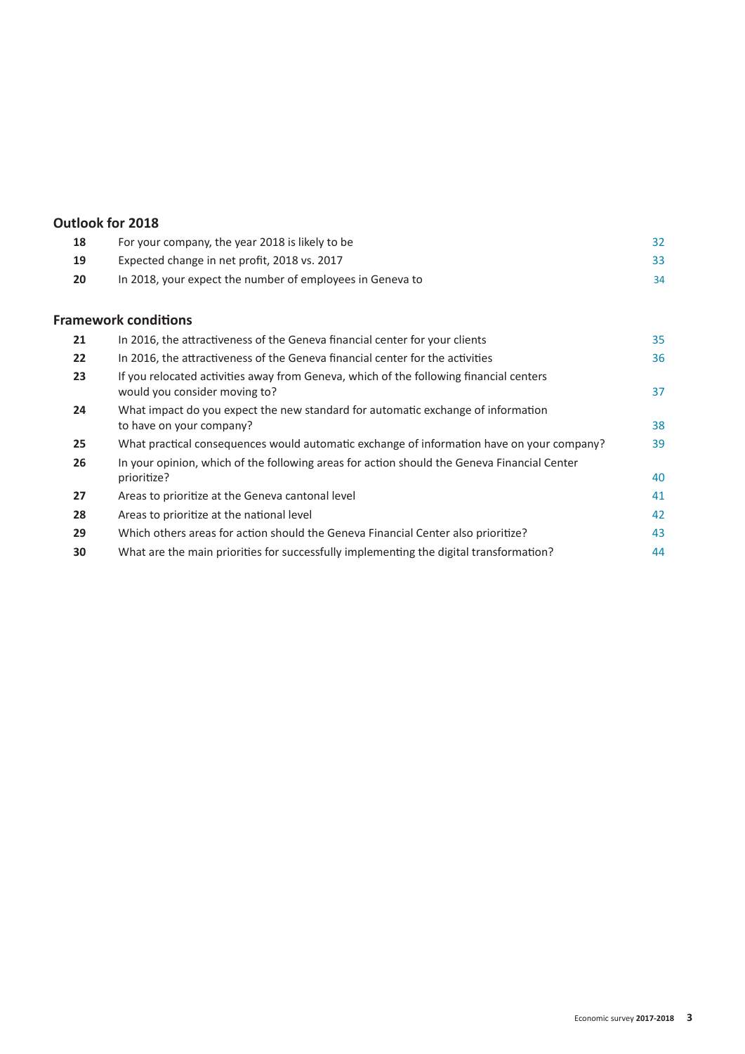## Outlook for 2018

| | | |
|---|---|---|
| **18** | For your company, the year 2018 is likely to be | 32 |
| **19** | Expected change in net profit, 2018 vs. 2017 | 33 |
| **20** | In 2018, your expect the number of employees in Geneva to | 34 |

## Framework conditions

| | | |
|---|---|---|
| **21** | In 2016, the attractiveness of the Geneva financial center for your clients | 35 |
| **22** | In 2016, the attractiveness of the Geneva financial center for the activities | 36 |
| **23** | If you relocated activities away from Geneva, which of the following financial centers would you consider moving to? | 37 |
| **24** | What impact do you expect the new standard for automatic exchange of information to have on your company? | 38 |
| **25** | What practical consequences would automatic exchange of information have on your company? | 39 |
| **26** | In your opinion, which of the following areas for action should the Geneva Financial Center prioritize? | 40 |
| **27** | Areas to prioritize at the Geneva cantonal level | 41 |
| **28** | Areas to prioritize at the national level | 42 |
| **29** | Which others areas for action should the Geneva Financial Center also prioritize? | 43 |
| **30** | What are the main priorities for successfully implementing the digital transformation? | 44 |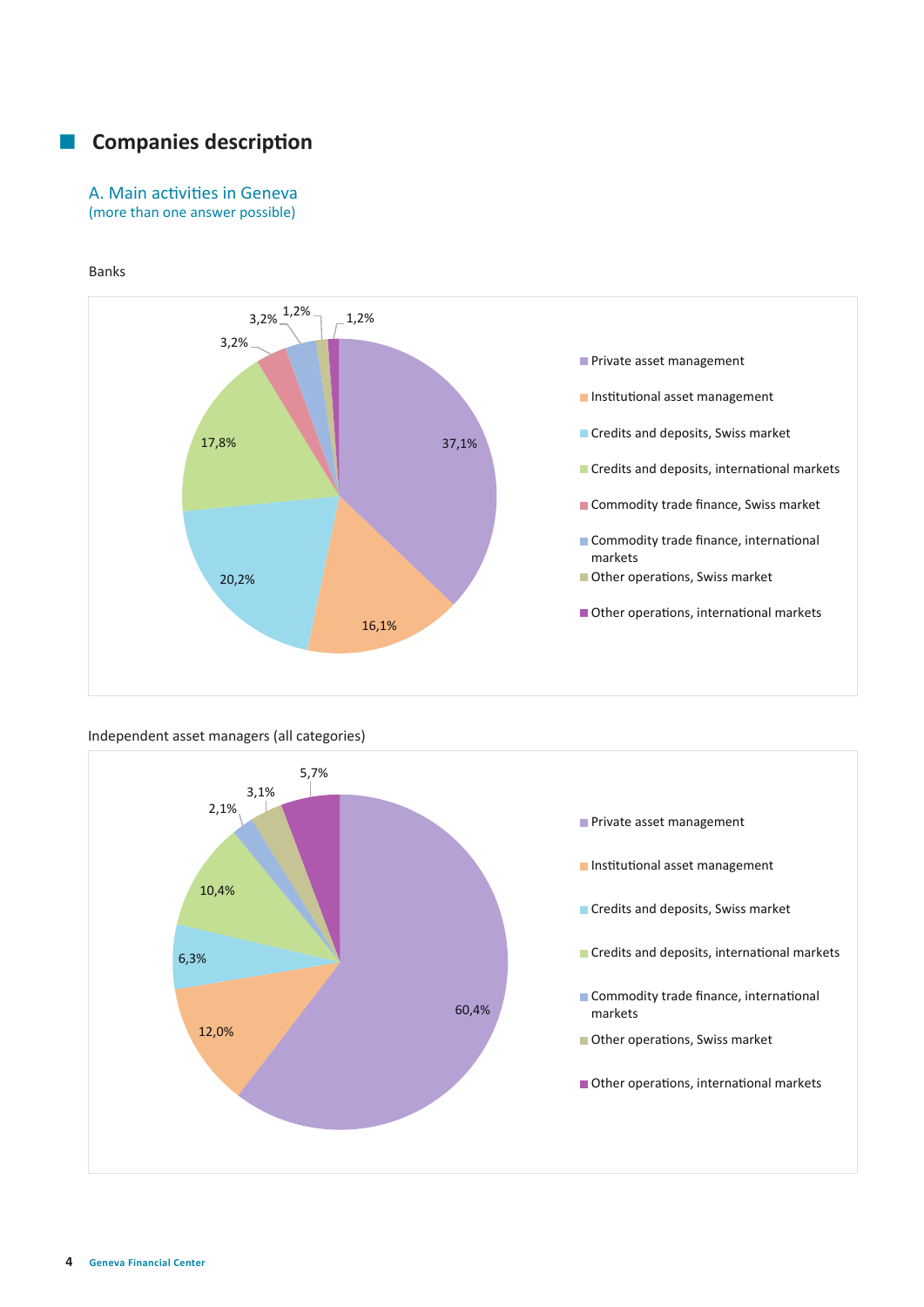## Companies description

### A. Main activities in Geneva

(more than one answer possible)

Banks

| Activity | Share |
|---|---|
| Private asset management | 37,1% |
| Institutional asset management | 16,1% |
| Credits and deposits, Swiss market | 20,2% |
| Credits and deposits, international markets | 17,8% |
| Commodity trade finance, Swiss market | 3,2% |
| Commodity trade finance, international markets | 3,2% |
| Other operations, Swiss market | 1,2% |
| Other operations, international markets | 1,2% |

Independent asset managers (all categories)

| Activity | Share |
|---|---|
| Private asset management | 60,4% |
| Institutional asset management | 12,0% |
| Credits and deposits, Swiss market | 6,3% |
| Credits and deposits, international markets | 10,4% |
| Commodity trade finance, international markets | 2,1% |
| Other operations, Swiss market | 3,1% |
| Other operations, international markets | 5,7% |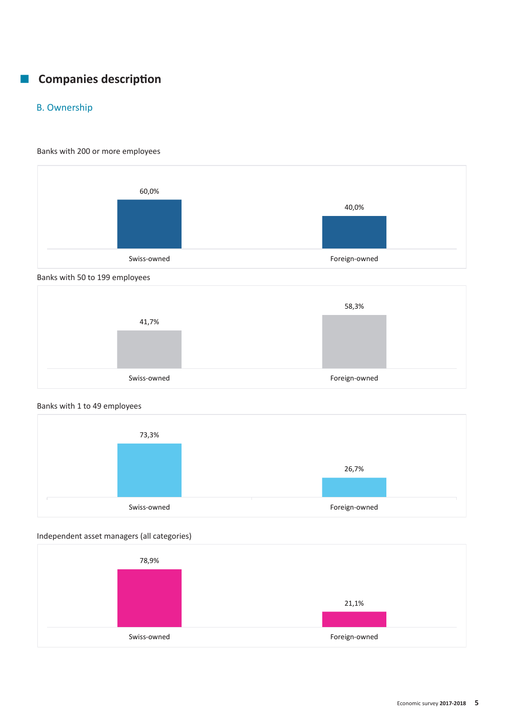## Companies description

### B. Ownership

Banks with 200 or more employees

| Swiss-owned | Foreign-owned |
|---|---|
| 60,0% | 40,0% |

Banks with 50 to 199 employees

| Swiss-owned | Foreign-owned |
|---|---|
| 41,7% | 58,3% |

Banks with 1 to 49 employees

| Swiss-owned | Foreign-owned |
|---|---|
| 73,3% | 26,7% |

Independent asset managers (all categories)

| Swiss-owned | Foreign-owned |
|---|---|
| 78,9% | 21,1% |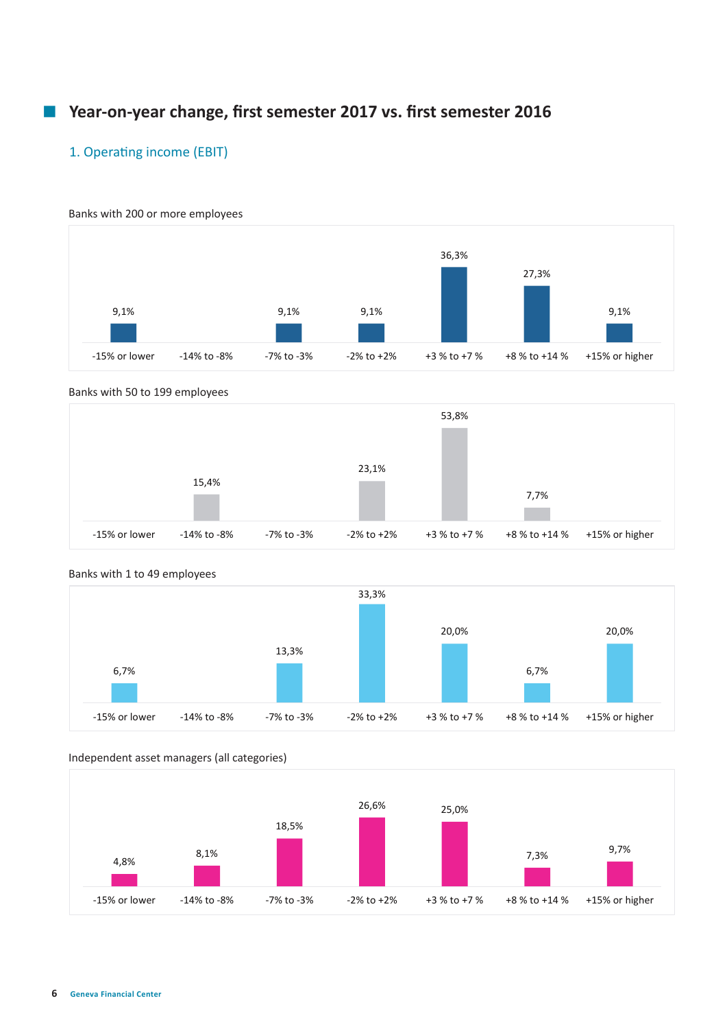## Year-on-year change, first semester 2017 vs. first semester 2016

### 1. Operating income (EBIT)

Banks with 200 or more employees

| -15% or lower | -14% to -8% | -7% to -3% | -2% to +2% | +3 % to +7 % | +8 % to +14 % | +15% or higher |
|---|---|---|---|---|---|---|
| 9,1% | | 9,1% | 9,1% | 36,3% | 27,3% | 9,1% |

Banks with 50 to 199 employees

| -15% or lower | -14% to -8% | -7% to -3% | -2% to +2% | +3 % to +7 % | +8 % to +14 % | +15% or higher |
|---|---|---|---|---|---|---|
| | 15,4% | | 23,1% | 53,8% | 7,7% | |

Banks with 1 to 49 employees

| -15% or lower | -14% to -8% | -7% to -3% | -2% to +2% | +3 % to +7 % | +8 % to +14 % | +15% or higher |
|---|---|---|---|---|---|---|
| 6,7% | | 13,3% | 33,3% | 20,0% | 6,7% | 20,0% |

Independent asset managers (all categories)

| -15% or lower | -14% to -8% | -7% to -3% | -2% to +2% | +3 % to +7 % | +8 % to +14 % | +15% or higher |
|---|---|---|---|---|---|---|
| 4,8% | 8,1% | 18,5% | 26,6% | 25,0% | 7,3% | 9,7% |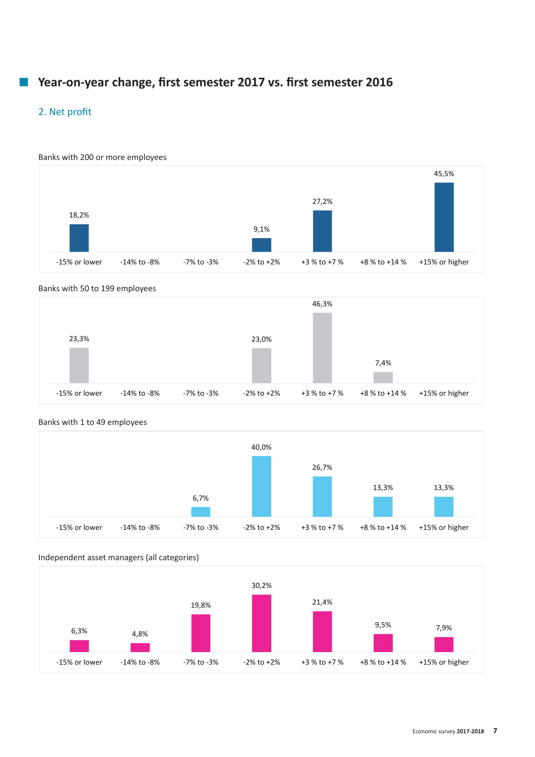## Year-on-year change, first semester 2017 vs. first semester 2016

### 2. Net profit

Banks with 200 or more employees

| -15% or lower | -14% to -8% | -7% to -3% | -2% to +2% | +3 % to +7 % | +8 % to +14 % | +15% or higher |
|---|---|---|---|---|---|---|
| 18,2% | | | 9,1% | 27,2% | | 45,5% |

Banks with 50 to 199 employees

| -15% or lower | -14% to -8% | -7% to -3% | -2% to +2% | +3 % to +7 % | +8 % to +14 % | +15% or higher |
|---|---|---|---|---|---|---|
| 23,3% | | | 23,0% | 46,3% | 7,4% | |

Banks with 1 to 49 employees

| -15% or lower | -14% to -8% | -7% to -3% | -2% to +2% | +3 % to +7 % | +8 % to +14 % | +15% or higher |
|---|---|---|---|---|---|---|
| | | 6,7% | 40,0% | 26,7% | 13,3% | 13,3% |

Independent asset managers (all categories)

| -15% or lower | -14% to -8% | -7% to -3% | -2% to +2% | +3 % to +7 % | +8 % to +14 % | +15% or higher |
|---|---|---|---|---|---|---|
| 6,3% | 4,8% | 19,8% | 30,2% | 21,4% | 9,5% | 7,9% |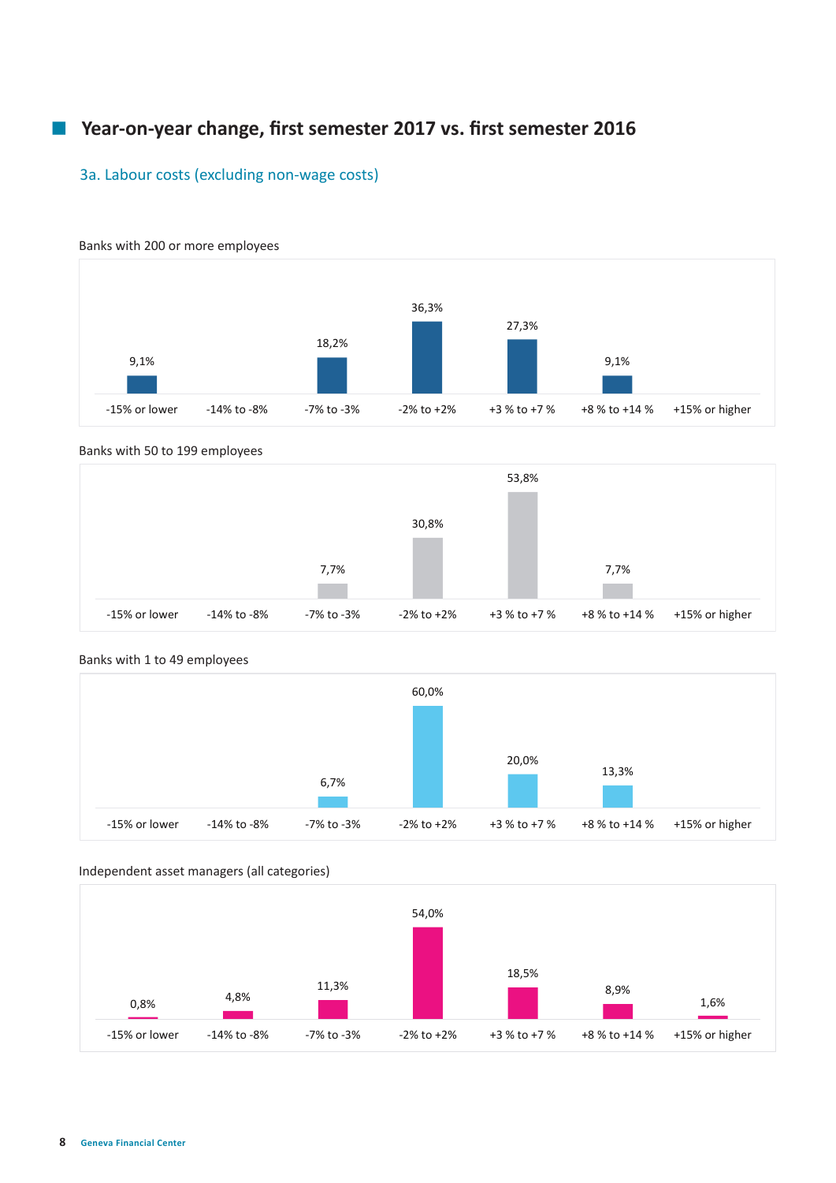## Year-on-year change, first semester 2017 vs. first semester 2016

### 3a. Labour costs (excluding non-wage costs)

Banks with 200 or more employees

| -15% or lower | -14% to -8% | -7% to -3% | -2% to +2% | +3 % to +7 % | +8 % to +14 % | +15% or higher |
|---|---|---|---|---|---|---|
| 9,1% | | 18,2% | 36,3% | 27,3% | 9,1% | |

Banks with 50 to 199 employees

| -15% or lower | -14% to -8% | -7% to -3% | -2% to +2% | +3 % to +7 % | +8 % to +14 % | +15% or higher |
|---|---|---|---|---|---|---|
| | | 7,7% | 30,8% | 53,8% | 7,7% | |

Banks with 1 to 49 employees

| -15% or lower | -14% to -8% | -7% to -3% | -2% to +2% | +3 % to +7 % | +8 % to +14 % | +15% or higher |
|---|---|---|---|---|---|---|
| | | 6,7% | 60,0% | 20,0% | 13,3% | |

Independent asset managers (all categories)

| -15% or lower | -14% to -8% | -7% to -3% | -2% to +2% | +3 % to +7 % | +8 % to +14 % | +15% or higher |
|---|---|---|---|---|---|---|
| 0,8% | 4,8% | 11,3% | 54,0% | 18,5% | 8,9% | 1,6% |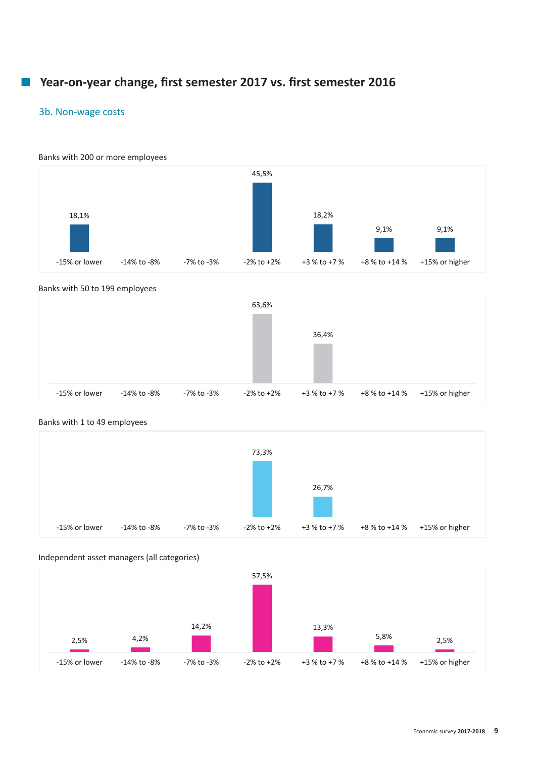## Year-on-year change, first semester 2017 vs. first semester 2016

### 3b. Non-wage costs

Banks with 200 or more employees

| -15% or lower | -14% to -8% | -7% to -3% | -2% to +2% | +3 % to +7 % | +8 % to +14 % | +15% or higher |
|---|---|---|---|---|---|---|
| 18,1% | | | 45,5% | 18,2% | 9,1% | 9,1% |

Banks with 50 to 199 employees

| -15% or lower | -14% to -8% | -7% to -3% | -2% to +2% | +3 % to +7 % | +8 % to +14 % | +15% or higher |
|---|---|---|---|---|---|---|
| | | | 63,6% | 36,4% | | |

Banks with 1 to 49 employees

| -15% or lower | -14% to -8% | -7% to -3% | -2% to +2% | +3 % to +7 % | +8 % to +14 % | +15% or higher |
|---|---|---|---|---|---|---|
| | | | 73,3% | 26,7% | | |

Independent asset managers (all categories)

| -15% or lower | -14% to -8% | -7% to -3% | -2% to +2% | +3 % to +7 % | +8 % to +14 % | +15% or higher |
|---|---|---|---|---|---|---|
| 2,5% | 4,2% | 14,2% | 57,5% | 13,3% | 5,8% | 2,5% |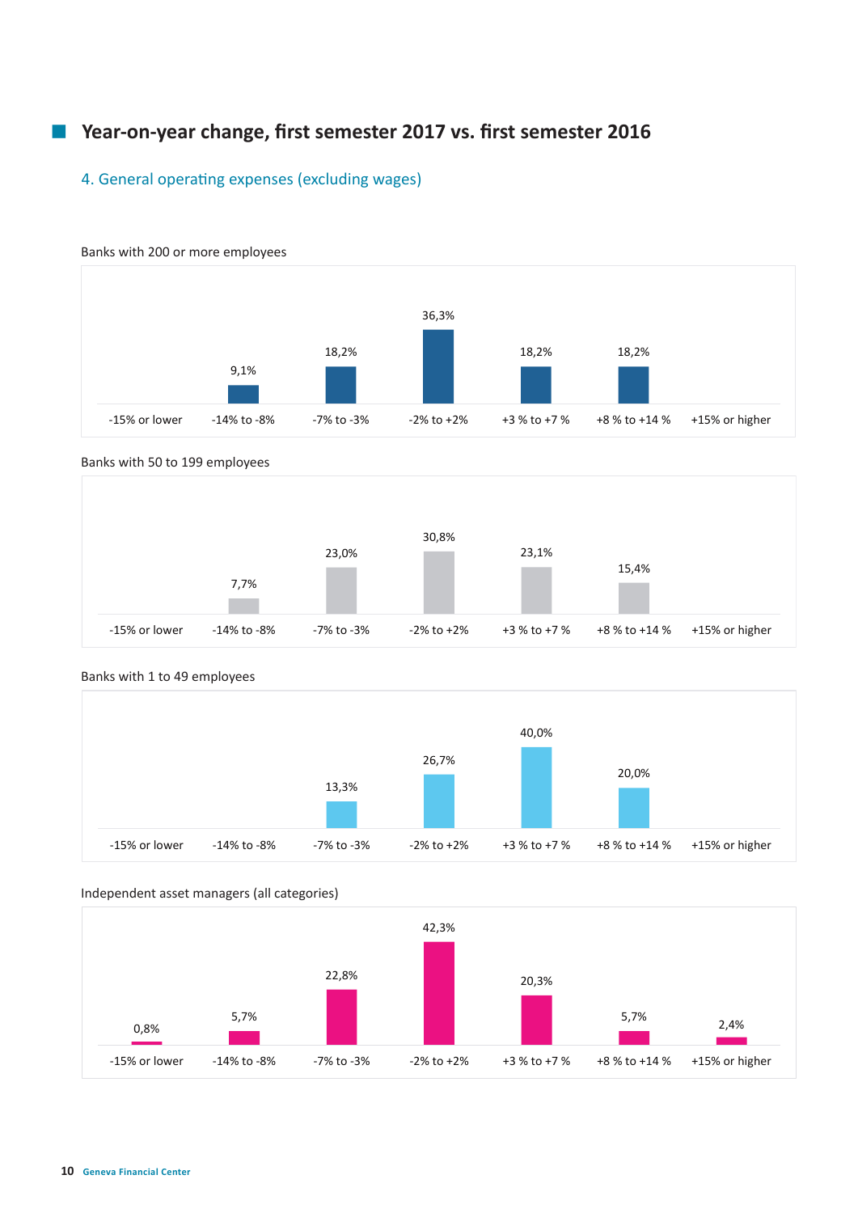## Year-on-year change, first semester 2017 vs. first semester 2016

### 4. General operating expenses (excluding wages)

Banks with 200 or more employees

| -15% or lower | -14% to -8% | -7% to -3% | -2% to +2% | +3 % to +7 % | +8 % to +14 % | +15% or higher |
|---|---|---|---|---|---|---|
| | 9,1% | 18,2% | 36,3% | 18,2% | 18,2% | |

Banks with 50 to 199 employees

| -15% or lower | -14% to -8% | -7% to -3% | -2% to +2% | +3 % to +7 % | +8 % to +14 % | +15% or higher |
|---|---|---|---|---|---|---|
| | 7,7% | 23,0% | 30,8% | 23,1% | 15,4% | |

Banks with 1 to 49 employees

| -15% or lower | -14% to -8% | -7% to -3% | -2% to +2% | +3 % to +7 % | +8 % to +14 % | +15% or higher |
|---|---|---|---|---|---|---|
| | | 13,3% | 26,7% | 40,0% | 20,0% | |

Independent asset managers (all categories)

| -15% or lower | -14% to -8% | -7% to -3% | -2% to +2% | +3 % to +7 % | +8 % to +14 % | +15% or higher |
|---|---|---|---|---|---|---|
| 0,8% | 5,7% | 22,8% | 42,3% | 20,3% | 5,7% | 2,4% |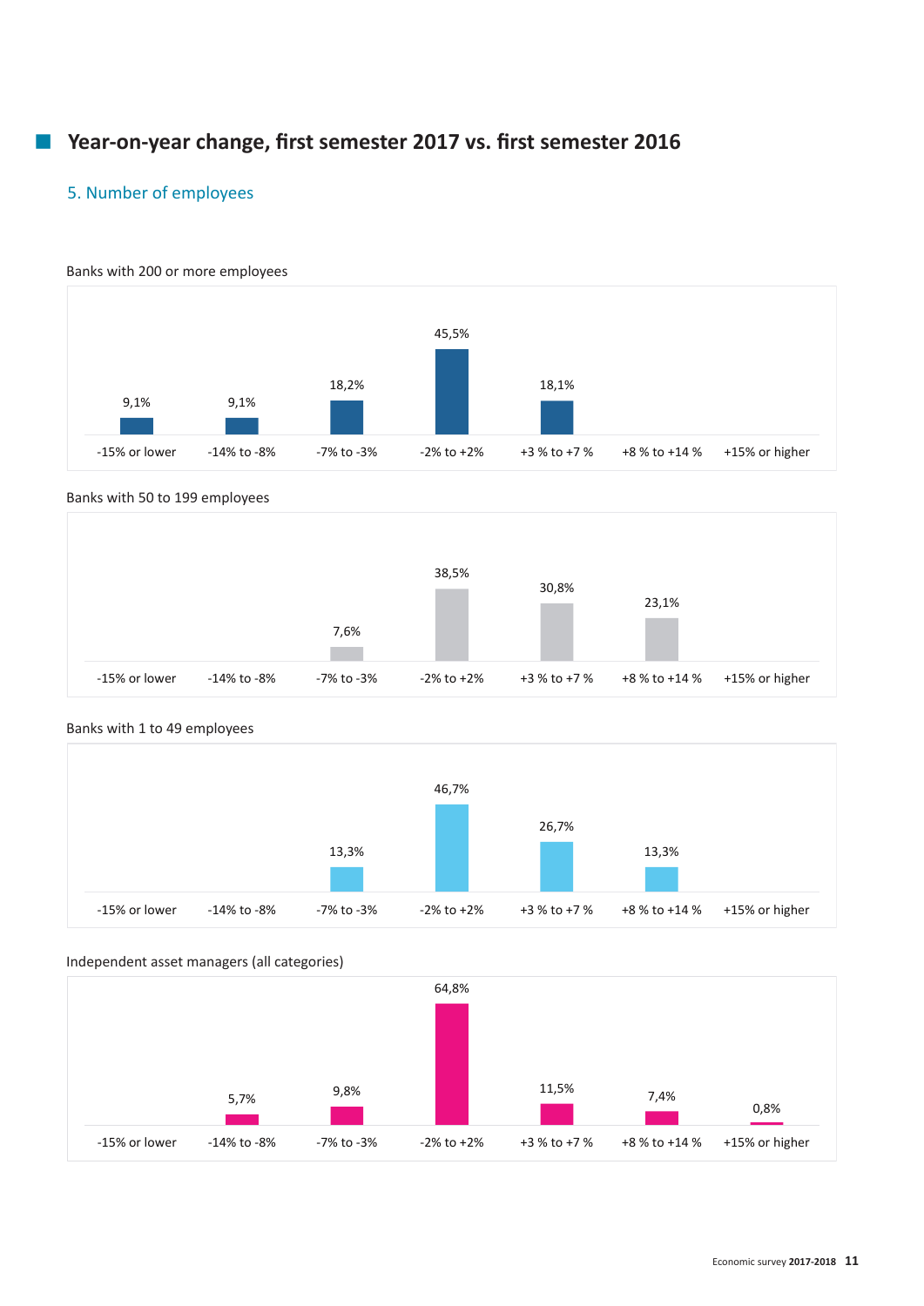## Year-on-year change, first semester 2017 vs. first semester 2016

### 5. Number of employees

Banks with 200 or more employees

| -15% or lower | -14% to -8% | -7% to -3% | -2% to +2% | +3 % to +7 % | +8 % to +14 % | +15% or higher |
|---|---|---|---|---|---|---|
| 9,1% | 9,1% | 18,2% | 45,5% | 18,1% | | |

Banks with 50 to 199 employees

| -15% or lower | -14% to -8% | -7% to -3% | -2% to +2% | +3 % to +7 % | +8 % to +14 % | +15% or higher |
|---|---|---|---|---|---|---|
| | | 7,6% | 38,5% | 30,8% | 23,1% | |

Banks with 1 to 49 employees

| -15% or lower | -14% to -8% | -7% to -3% | -2% to +2% | +3 % to +7 % | +8 % to +14 % | +15% or higher |
|---|---|---|---|---|---|---|
| | | 13,3% | 46,7% | 26,7% | 13,3% | |

Independent asset managers (all categories)

| -15% or lower | -14% to -8% | -7% to -3% | -2% to +2% | +3 % to +7 % | +8 % to +14 % | +15% or higher |
|---|---|---|---|---|---|---|
| | 5,7% | 9,8% | 64,8% | 11,5% | 7,4% | 0,8% |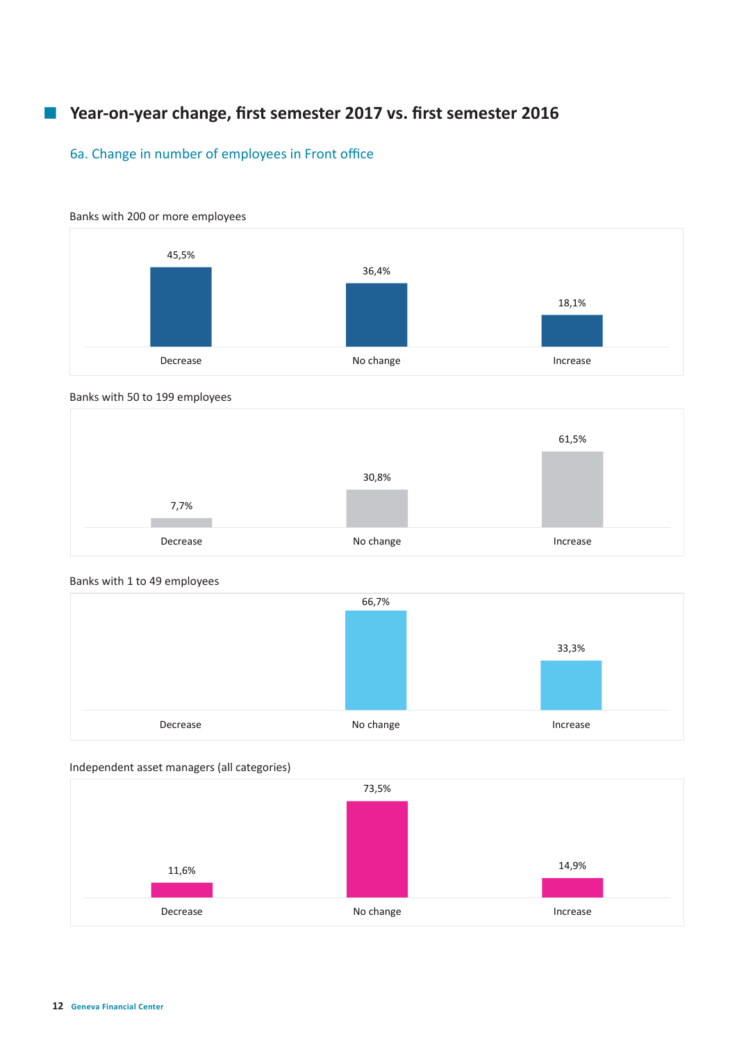## Year-on-year change, first semester 2017 vs. first semester 2016

### 6a. Change in number of employees in Front office

Banks with 200 or more employees

| Decrease | No change | Increase |
|---|---|---|
| 45,5% | 36,4% | 18,1% |

Banks with 50 to 199 employees

| Decrease | No change | Increase |
|---|---|---|
| 7,7% | 30,8% | 61,5% |

Banks with 1 to 49 employees

| Decrease | No change | Increase |
|---|---|---|
| | 66,7% | 33,3% |

Independent asset managers (all categories)

| Decrease | No change | Increase |
|---|---|---|
| 11,6% | 73,5% | 14,9% |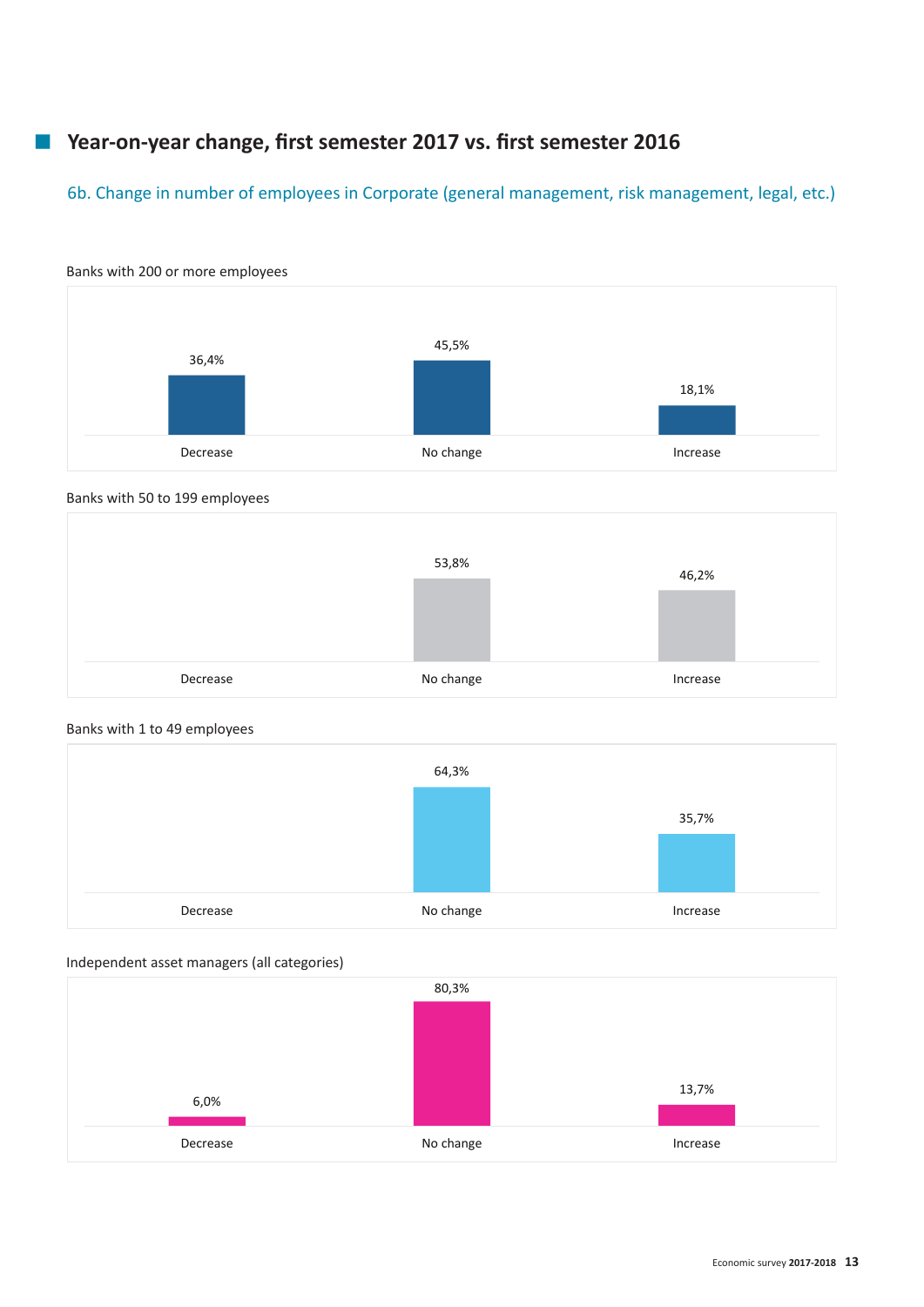## Year-on-year change, first semester 2017 vs. first semester 2016

### 6b. Change in number of employees in Corporate (general management, risk management, legal, etc.)

Banks with 200 or more employees

| Decrease | No change | Increase |
|---|---|---|
| 36,4% | 45,5% | 18,1% |

Banks with 50 to 199 employees

| Decrease | No change | Increase |
|---|---|---|
| | 53,8% | 46,2% |

Banks with 1 to 49 employees

| Decrease | No change | Increase |
|---|---|---|
| | 64,3% | 35,7% |

Independent asset managers (all categories)

| Decrease | No change | Increase |
|---|---|---|
| 6,0% | 80,3% | 13,7% |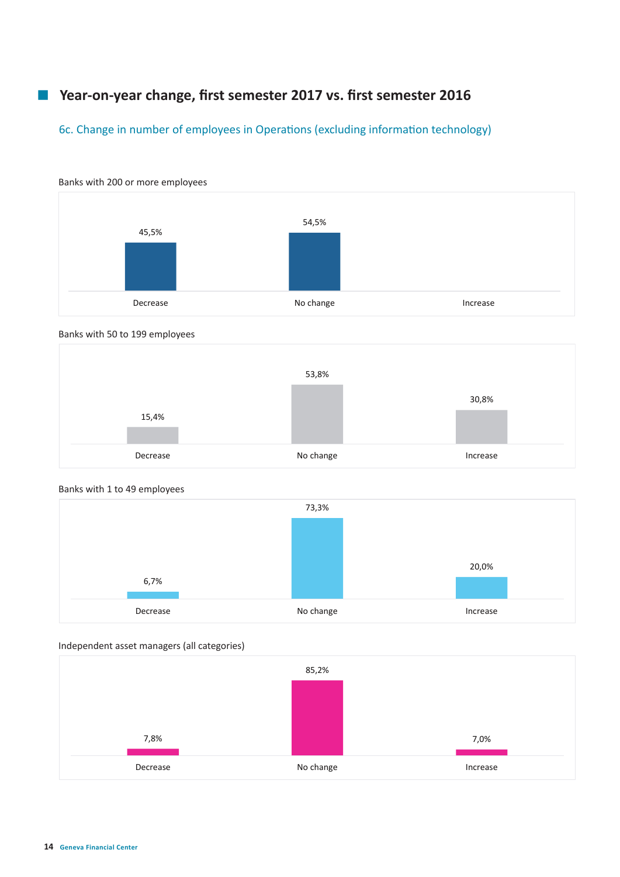## Year-on-year change, first semester 2017 vs. first semester 2016

### 6c. Change in number of employees in Operations (excluding information technology)

Banks with 200 or more employees

| Decrease | No change | Increase |
|---|---|---|
| 45,5% | 54,5% | |

Banks with 50 to 199 employees

| Decrease | No change | Increase |
|---|---|---|
| 15,4% | 53,8% | 30,8% |

Banks with 1 to 49 employees

| Decrease | No change | Increase |
|---|---|---|
| 6,7% | 73,3% | 20,0% |

Independent asset managers (all categories)

| Decrease | No change | Increase |
|---|---|---|
| 7,8% | 85,2% | 7,0% |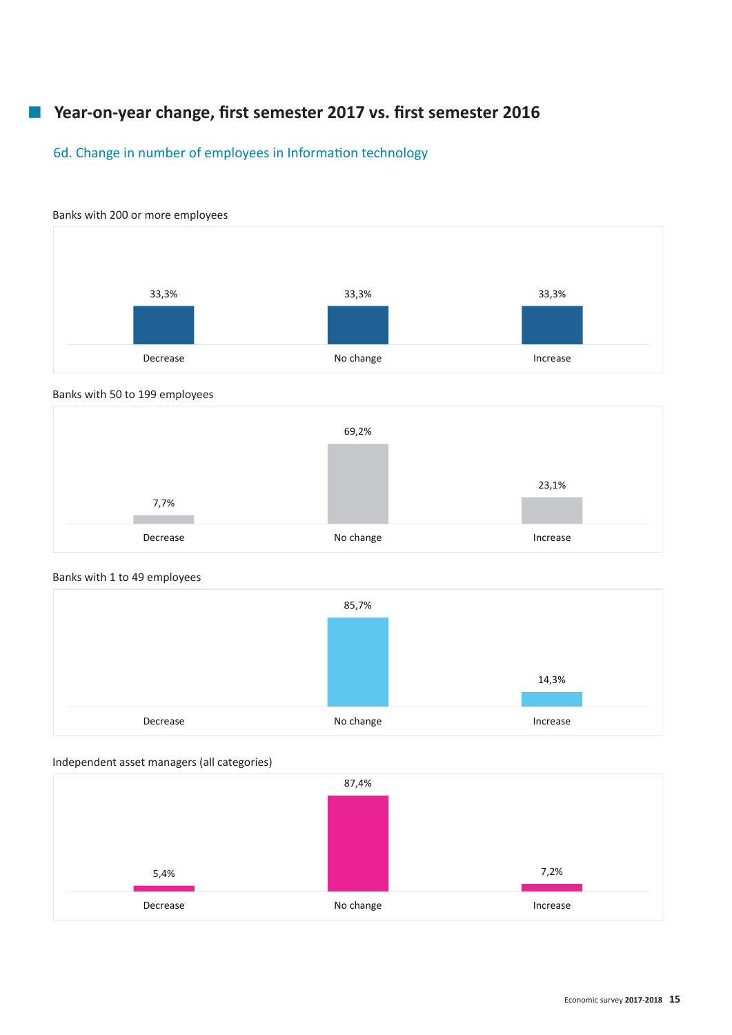## Year-on-year change, first semester 2017 vs. first semester 2016

### 6d. Change in number of employees in Information technology

Banks with 200 or more employees

| Decrease | No change | Increase |
|---|---|---|
| 33,3% | 33,3% | 33,3% |

Banks with 50 to 199 employees

| Decrease | No change | Increase |
|---|---|---|
| 7,7% | 69,2% | 23,1% |

Banks with 1 to 49 employees

| Decrease | No change | Increase |
|---|---|---|
| | 85,7% | 14,3% |

Independent asset managers (all categories)

| Decrease | No change | Increase |
|---|---|---|
| 5,4% | 87,4% | 7,2% |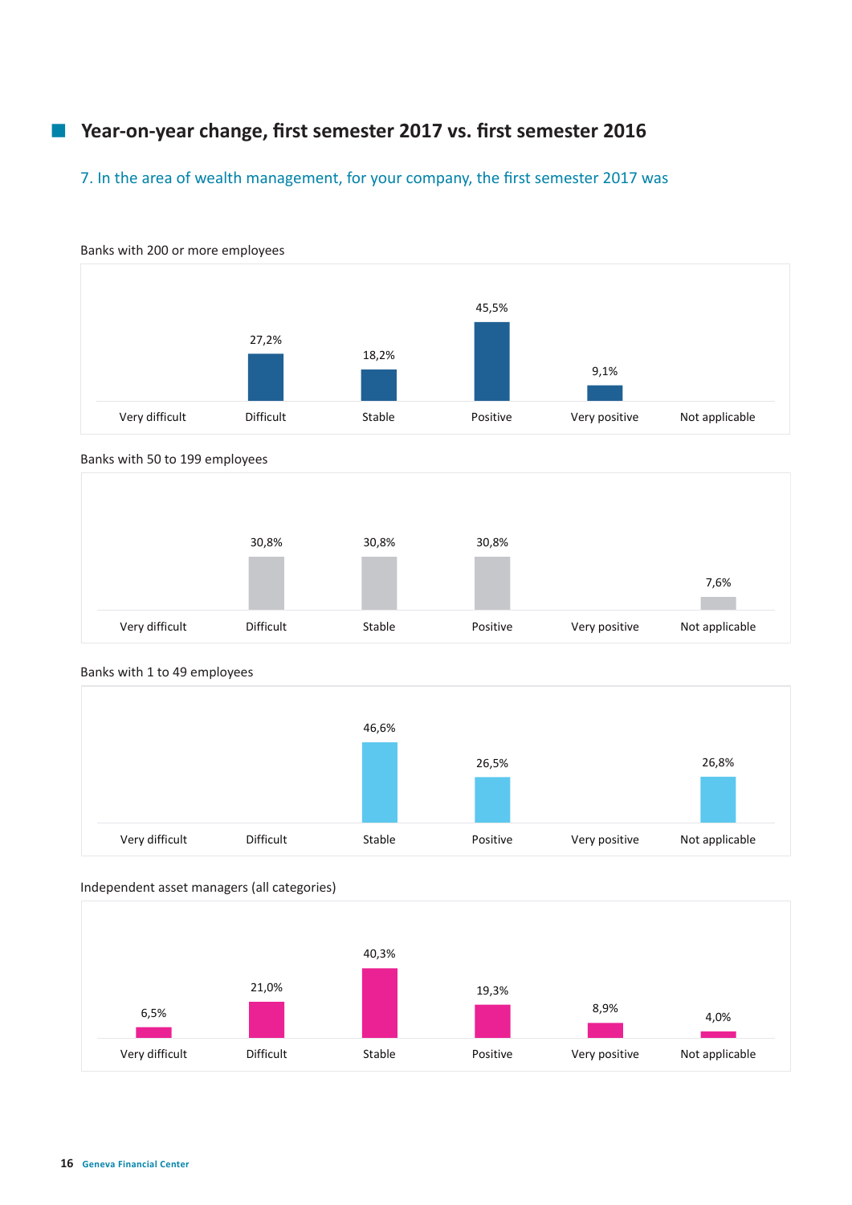## Year-on-year change, first semester 2017 vs. first semester 2016

### 7. In the area of wealth management, for your company, the first semester 2017 was

Banks with 200 or more employees

| Very difficult | Difficult | Stable | Positive | Very positive | Not applicable |
|---|---|---|---|---|---|
| | 27,2% | 18,2% | 45,5% | 9,1% | |

Banks with 50 to 199 employees

| Very difficult | Difficult | Stable | Positive | Very positive | Not applicable |
|---|---|---|---|---|---|
| | 30,8% | 30,8% | 30,8% | | 7,6% |

Banks with 1 to 49 employees

| Very difficult | Difficult | Stable | Positive | Very positive | Not applicable |
|---|---|---|---|---|---|
| | | 46,6% | 26,5% | | 26,8% |

Independent asset managers (all categories)

| Very difficult | Difficult | Stable | Positive | Very positive | Not applicable |
|---|---|---|---|---|---|
| 6,5% | 21,0% | 40,3% | 19,3% | 8,9% | 4,0% |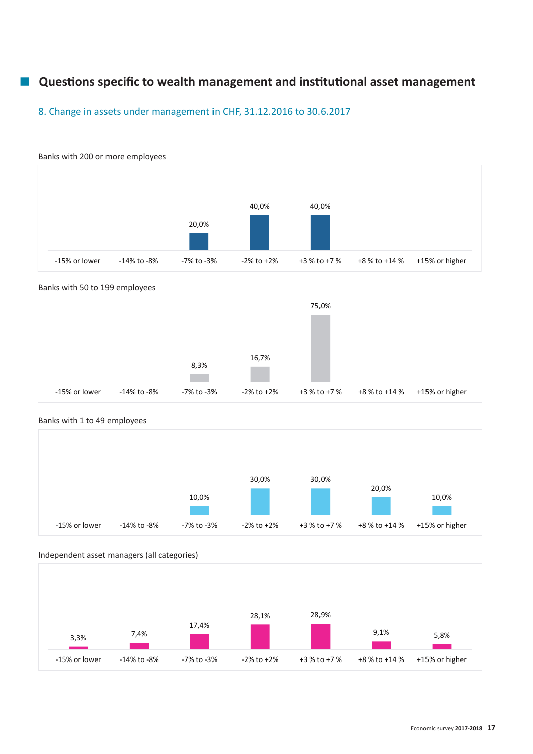## Questions specific to wealth management and institutional asset management

### 8. Change in assets under management in CHF, 31.12.2016 to 30.6.2017

Banks with 200 or more employees

| -15% or lower | -14% to -8% | -7% to -3% | -2% to +2% | +3 % to +7 % | +8 % to +14 % | +15% or higher |
|---|---|---|---|---|---|---|
| | | 20,0% | 40,0% | 40,0% | | |

Banks with 50 to 199 employees

| -15% or lower | -14% to -8% | -7% to -3% | -2% to +2% | +3 % to +7 % | +8 % to +14 % | +15% or higher |
|---|---|---|---|---|---|---|
| | | 8,3% | 16,7% | 75,0% | | |

Banks with 1 to 49 employees

| -15% or lower | -14% to -8% | -7% to -3% | -2% to +2% | +3 % to +7 % | +8 % to +14 % | +15% or higher |
|---|---|---|---|---|---|---|
| | | 10,0% | 30,0% | 30,0% | 20,0% | 10,0% |

Independent asset managers (all categories)

| -15% or lower | -14% to -8% | -7% to -3% | -2% to +2% | +3 % to +7 % | +8 % to +14 % | +15% or higher |
|---|---|---|---|---|---|---|
| 3,3% | 7,4% | 17,4% | 28,1% | 28,9% | 9,1% | 5,8% |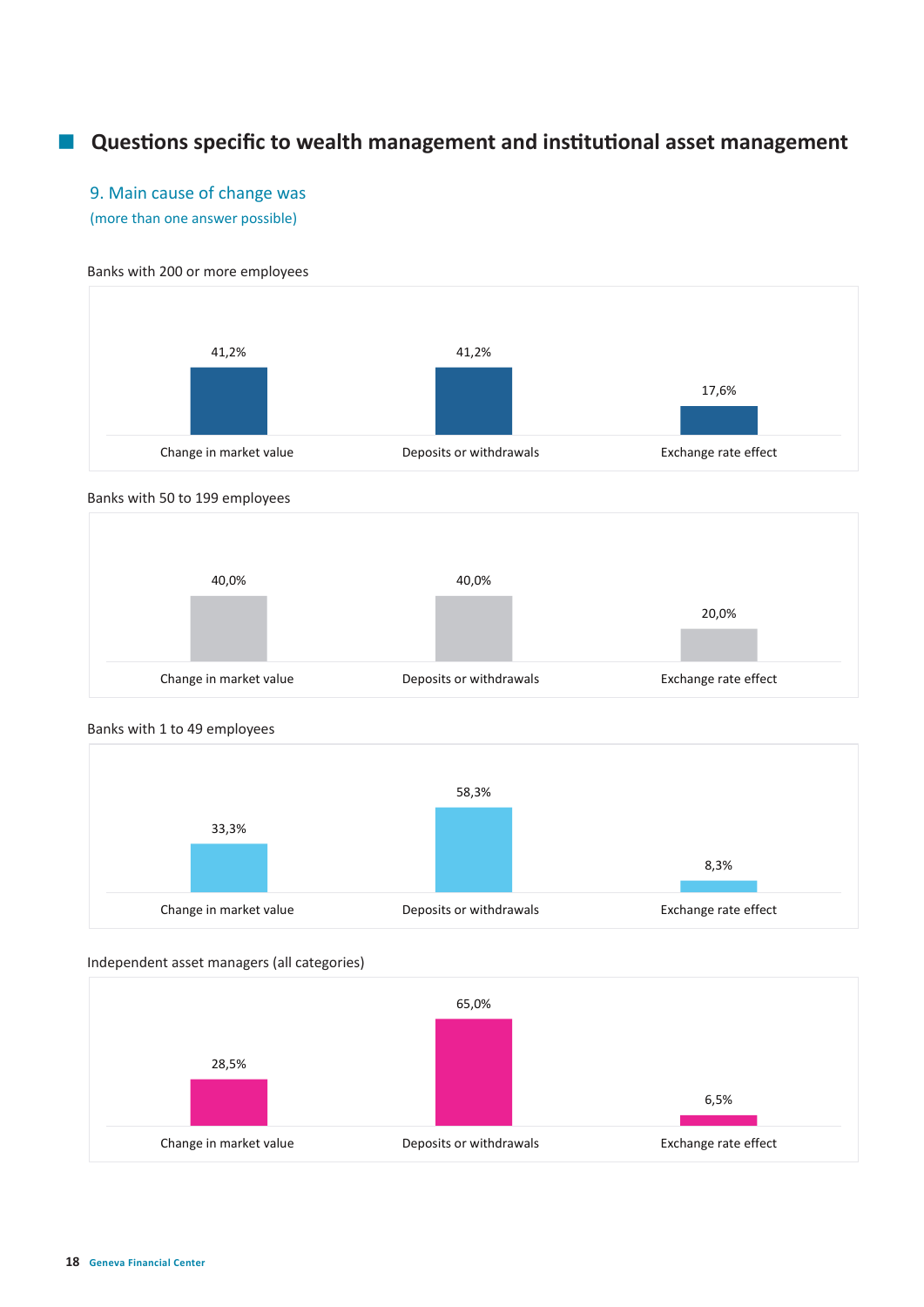## Questions specific to wealth management and institutional asset management

### 9. Main cause of change was

(more than one answer possible)

Banks with 200 or more employees

| Change in market value | Deposits or withdrawals | Exchange rate effect |
|---|---|---|
| 41,2% | 41,2% | 17,6% |

Banks with 50 to 199 employees

| Change in market value | Deposits or withdrawals | Exchange rate effect |
|---|---|---|
| 40,0% | 40,0% | 20,0% |

Banks with 1 to 49 employees

| Change in market value | Deposits or withdrawals | Exchange rate effect |
|---|---|---|
| 33,3% | 58,3% | 8,3% |

Independent asset managers (all categories)

| Change in market value | Deposits or withdrawals | Exchange rate effect |
|---|---|---|
| 28,5% | 65,0% | 6,5% |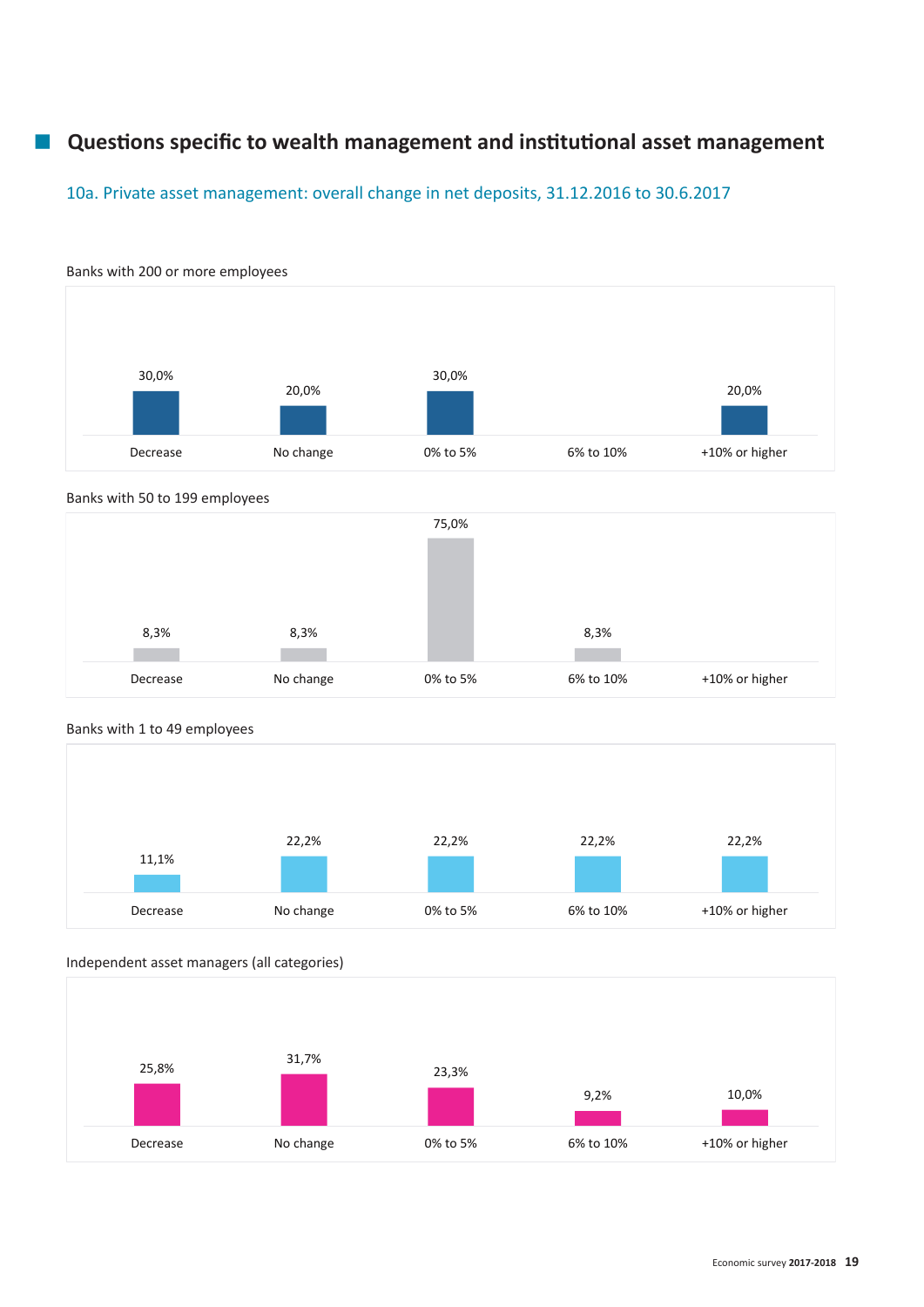## Questions specific to wealth management and institutional asset management

### 10a. Private asset management: overall change in net deposits, 31.12.2016 to 30.6.2017

Banks with 200 or more employees

| Decrease | No change | 0% to 5% | 6% to 10% | +10% or higher |
|---|---|---|---|---|
| 30,0% | 20,0% | 30,0% | | 20,0% |

Banks with 50 to 199 employees

| Decrease | No change | 0% to 5% | 6% to 10% | +10% or higher |
|---|---|---|---|---|
| 8,3% | 8,3% | 75,0% | 8,3% | |

Banks with 1 to 49 employees

| Decrease | No change | 0% to 5% | 6% to 10% | +10% or higher |
|---|---|---|---|---|
| 11,1% | 22,2% | 22,2% | 22,2% | 22,2% |

Independent asset managers (all categories)

| Decrease | No change | 0% to 5% | 6% to 10% | +10% or higher |
|---|---|---|---|---|
| 25,8% | 31,7% | 23,3% | 9,2% | 10,0% |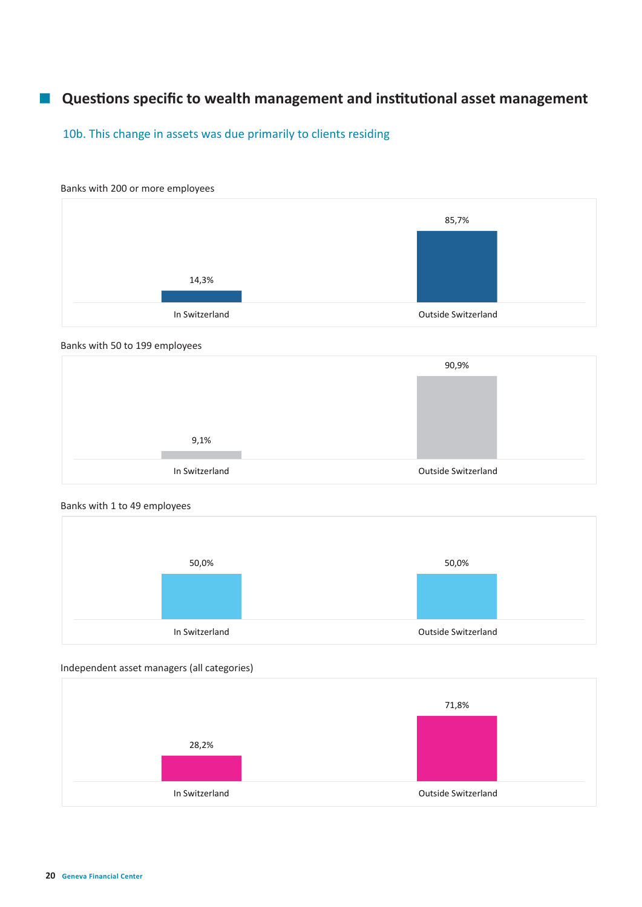## Questions specific to wealth management and institutional asset management

### 10b. This change in assets was due primarily to clients residing

Banks with 200 or more employees

| | In Switzerland | Outside Switzerland |
|---|---|---|
| | 14,3% | 85,7% |

Banks with 50 to 199 employees

| | In Switzerland | Outside Switzerland |
|---|---|---|
| | 9,1% | 90,9% |

Banks with 1 to 49 employees

| | In Switzerland | Outside Switzerland |
|---|---|---|
| | 50,0% | 50,0% |

Independent asset managers (all categories)

| | In Switzerland | Outside Switzerland |
|---|---|---|
| | 28,2% | 71,8% |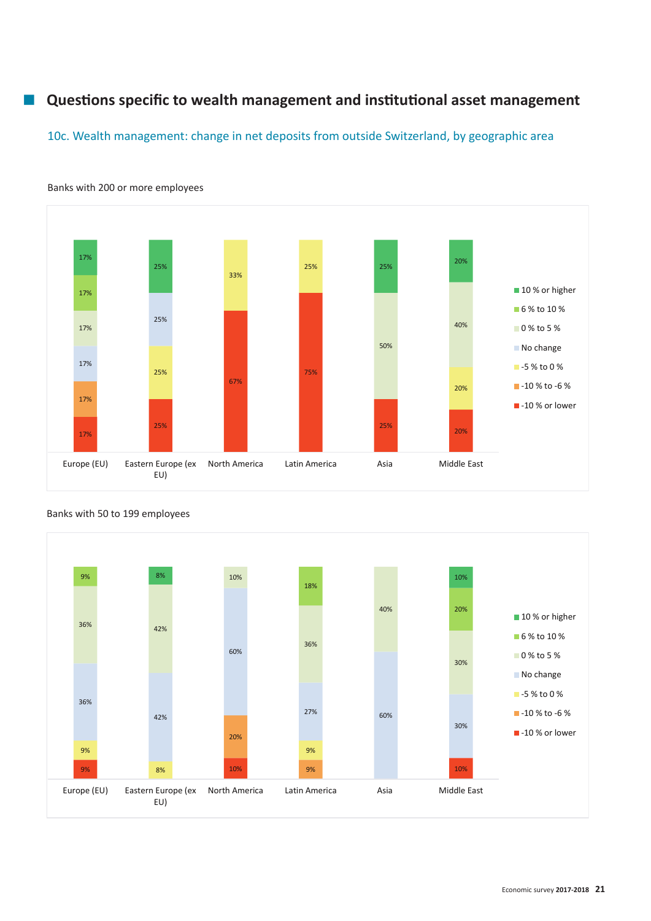## Questions specific to wealth management and institutional asset management

### 10c. Wealth management: change in net deposits from outside Switzerland, by geographic area

Banks with 200 or more employees

| | Europe (EU) | Eastern Europe (ex EU) | North America | Latin America | Asia | Middle East |
|---|---|---|---|---|---|---|
| 10 % or higher | 17% | 25% | | | 25% | 20% |
| 6 % to 10 % | 17% | | | | | |
| 0 % to 5 % | 17% | | | | 50% | 40% |
| No change | 17% | 25% | | | | |
| -5 % to 0 % | | 25% | 33% | 25% | | 20% |
| -10 % to -6 % | 17% | | | | | |
| -10 % or lower | 17% | 25% | 67% | 75% | 25% | 20% |

Banks with 50 to 199 employees

| | Europe (EU) | Eastern Europe (ex EU) | North America | Latin America | Asia | Middle East |
|---|---|---|---|---|---|---|
| 10 % or higher | | 8% | | | | 10% |
| 6 % to 10 % | 9% | | | 18% | | 20% |
| 0 % to 5 % | 36% | 42% | 10% | 36% | 40% | 30% |
| No change | 36% | 42% | 60% | 27% | 60% | 30% |
| -5 % to 0 % | 9% | 8% | | 9% | | |
| -10 % to -6 % | | | 20% | 9% | | |
| -10 % or lower | 9% | | 10% | | | 10% |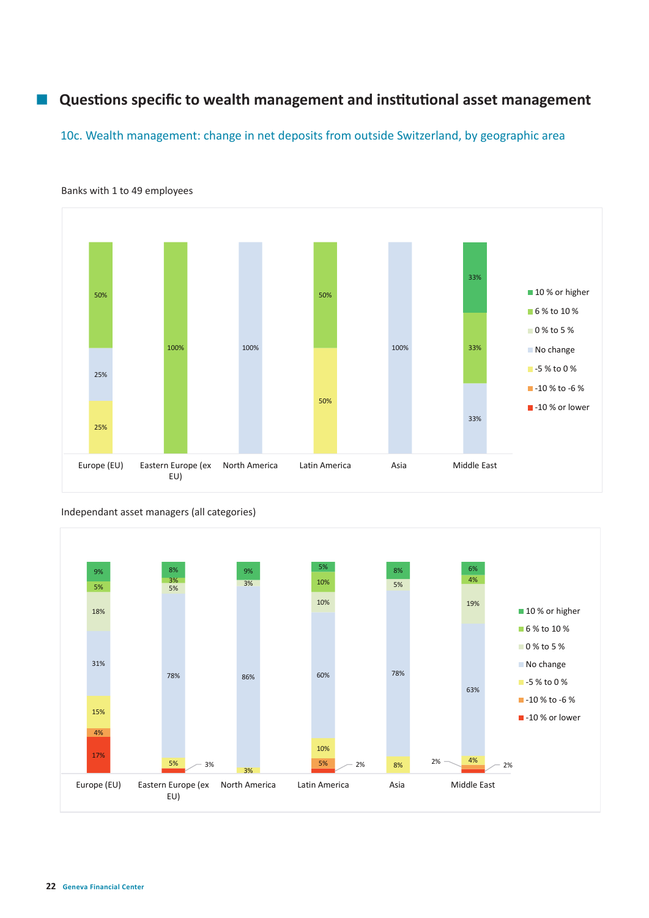## Questions specific to wealth management and institutional asset management

### 10c. Wealth management: change in net deposits from outside Switzerland, by geographic area

Banks with 1 to 49 employees

| | Europe (EU) | Eastern Europe (ex EU) | North America | Latin America | Asia | Middle East |
|---|---|---|---|---|---|---|
| 10 % or higher | | | | | | 33% |
| 6 % to 10 % | 50% | 100% | | 50% | | 33% |
| 0 % to 5 % | | | | | | |
| No change | 25% | | 100% | | 100% | 33% |
| -5 % to 0 % | 25% | | | 50% | | |
| -10 % to -6 % | | | | | | |
| -10 % or lower | | | | | | |

Independant asset managers (all categories)

| | Europe (EU) | Eastern Europe (ex EU) | North America | Latin America | Asia | Middle East |
|---|---|---|---|---|---|---|
| 10 % or higher | 9% | 8% | 9% | 5% | 8% | 6% |
| 6 % to 10 % | 5% | 3% | | 10% | | 4% |
| 0 % to 5 % | 18% | 5% | 3% | 10% | 5% | 19% |
| No change | 31% | 78% | 86% | 60% | 78% | 63% |
| -5 % to 0 % | 15% | 5% | 3% | 10% | 8% | 4% |
| -10 % to -6 % | 4% | | | 5% | | 2% |
| -10 % or lower | 17% | 3% | | 2% | | 2% |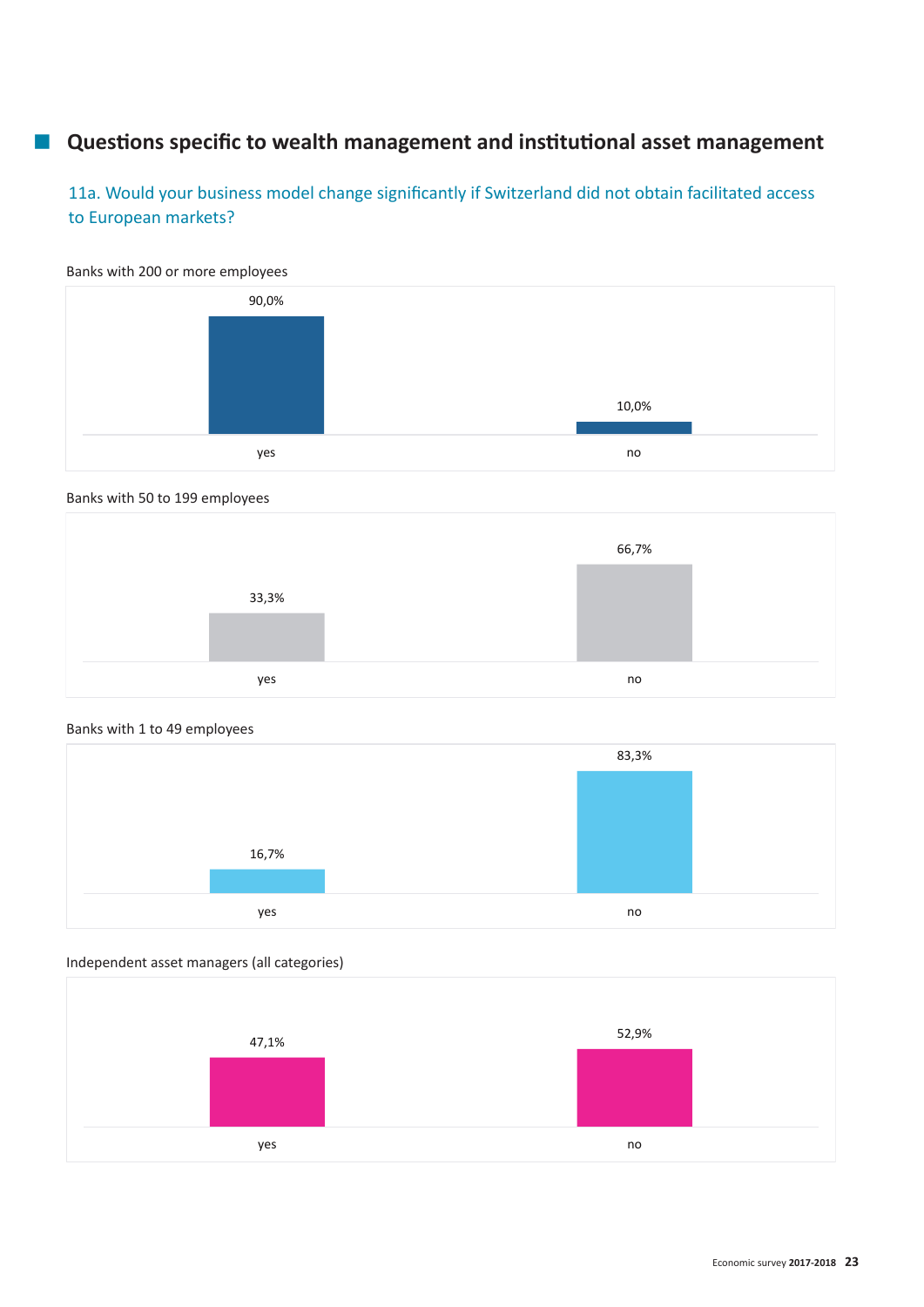## Questions specific to wealth management and institutional asset management

### 11a. Would your business model change significantly if Switzerland did not obtain facilitated access to European markets?

Banks with 200 or more employees

| | yes | no |
|---|---|---|
| Share | 90,0% | 10,0% |

Banks with 50 to 199 employees

| | yes | no |
|---|---|---|
| Share | 33,3% | 66,7% |

Banks with 1 to 49 employees

| | yes | no |
|---|---|---|
| Share | 16,7% | 83,3% |

Independent asset managers (all categories)

| | yes | no |
|---|---|---|
| Share | 47,1% | 52,9% |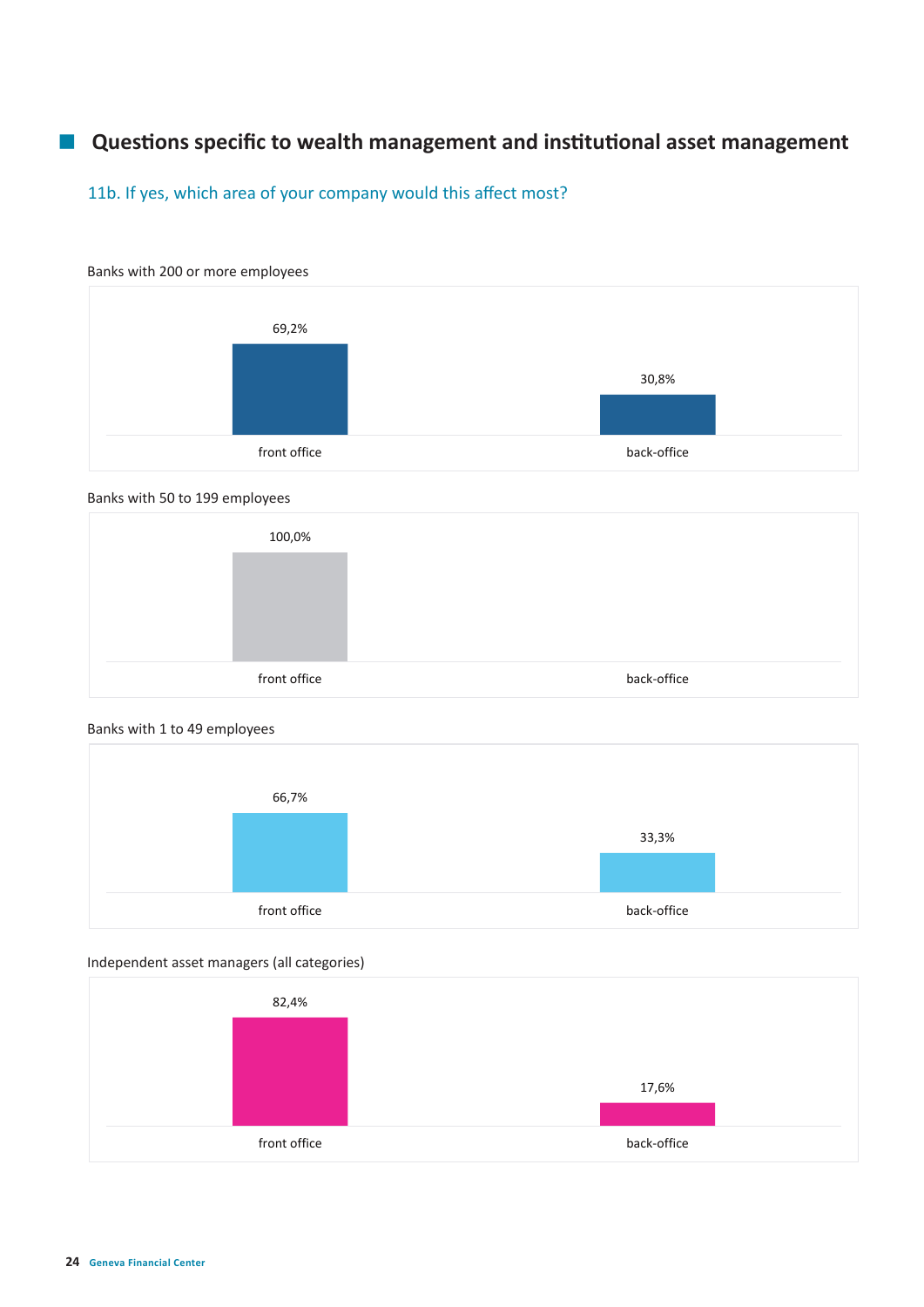## Questions specific to wealth management and institutional asset management

### 11b. If yes, which area of your company would this affect most?

Banks with 200 or more employees

| | front office | back-office |
|---|---|---|
| Banks with 200 or more employees | 69,2% | 30,8% |

Banks with 50 to 199 employees

| | front office | back-office |
|---|---|---|
| Banks with 50 to 199 employees | 100,0% | |

Banks with 1 to 49 employees

| | front office | back-office |
|---|---|---|
| Banks with 1 to 49 employees | 66,7% | 33,3% |

Independent asset managers (all categories)

| | front office | back-office |
|---|---|---|
| Independent asset managers (all categories) | 82,4% | 17,6% |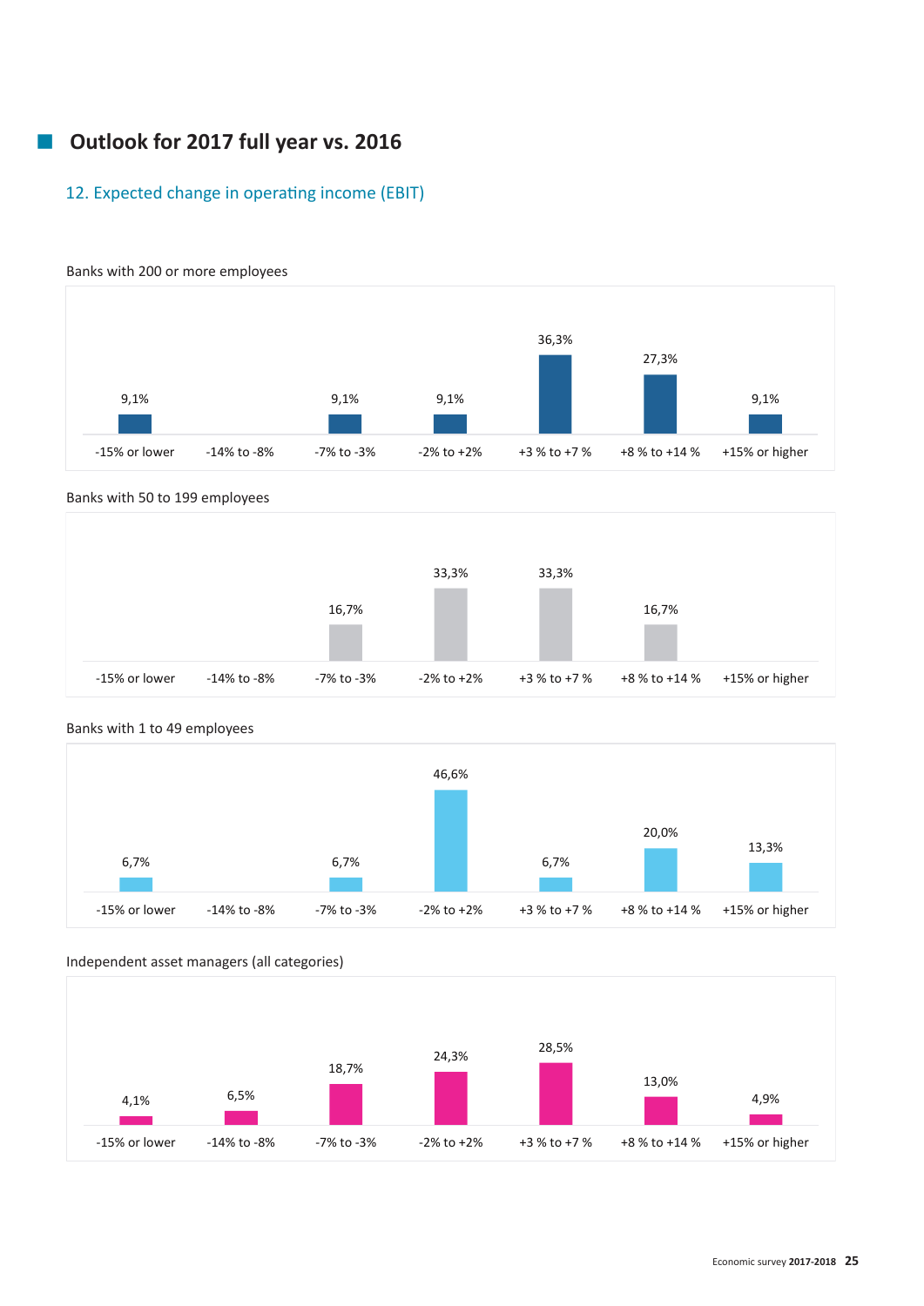## Outlook for 2017 full year vs. 2016

### 12. Expected change in operating income (EBIT)

Banks with 200 or more employees

| -15% or lower | -14% to -8% | -7% to -3% | -2% to +2% | +3 % to +7 % | +8 % to +14 % | +15% or higher |
|---|---|---|---|---|---|---|
| 9,1% | | 9,1% | 9,1% | 36,3% | 27,3% | 9,1% |

Banks with 50 to 199 employees

| -15% or lower | -14% to -8% | -7% to -3% | -2% to +2% | +3 % to +7 % | +8 % to +14 % | +15% or higher |
|---|---|---|---|---|---|---|
| | | 16,7% | 33,3% | 33,3% | 16,7% | |

Banks with 1 to 49 employees

| -15% or lower | -14% to -8% | -7% to -3% | -2% to +2% | +3 % to +7 % | +8 % to +14 % | +15% or higher |
|---|---|---|---|---|---|---|
| 6,7% | | 6,7% | 46,6% | 6,7% | 20,0% | 13,3% |

Independent asset managers (all categories)

| -15% or lower | -14% to -8% | -7% to -3% | -2% to +2% | +3 % to +7 % | +8 % to +14 % | +15% or higher |
|---|---|---|---|---|---|---|
| 4,1% | 6,5% | 18,7% | 24,3% | 28,5% | 13,0% | 4,9% |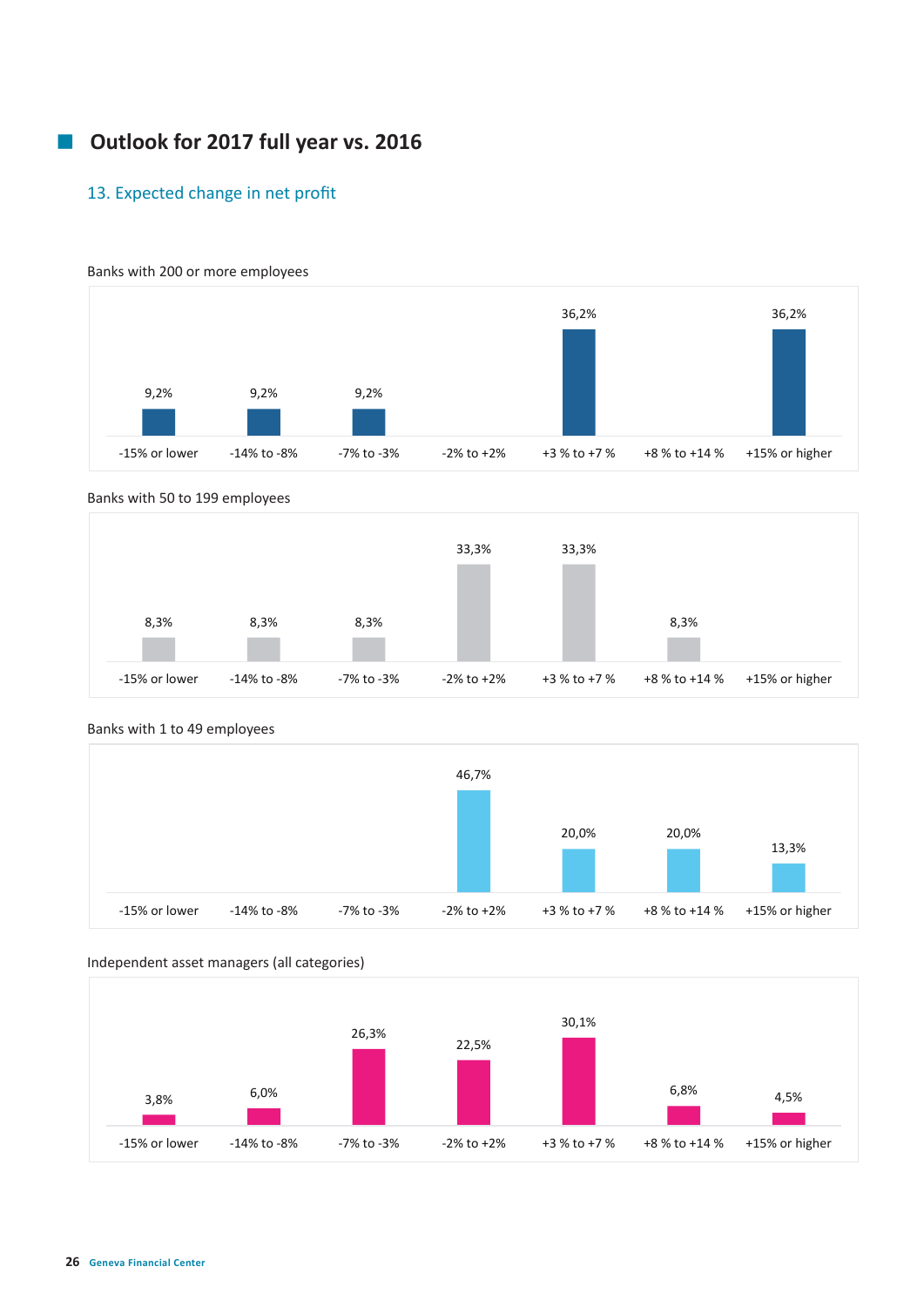## Outlook for 2017 full year vs. 2016

### 13. Expected change in net profit

Banks with 200 or more employees

| -15% or lower | -14% to -8% | -7% to -3% | -2% to +2% | +3 % to +7 % | +8 % to +14 % | +15% or higher |
|---|---|---|---|---|---|---|
| 9,2% | 9,2% | 9,2% | | 36,2% | | 36,2% |

Banks with 50 to 199 employees

| -15% or lower | -14% to -8% | -7% to -3% | -2% to +2% | +3 % to +7 % | +8 % to +14 % | +15% or higher |
|---|---|---|---|---|---|---|
| 8,3% | 8,3% | 8,3% | 33,3% | 33,3% | 8,3% | |

Banks with 1 to 49 employees

| -15% or lower | -14% to -8% | -7% to -3% | -2% to +2% | +3 % to +7 % | +8 % to +14 % | +15% or higher |
|---|---|---|---|---|---|---|
| | | | 46,7% | 20,0% | 20,0% | 13,3% |

Independent asset managers (all categories)

| -15% or lower | -14% to -8% | -7% to -3% | -2% to +2% | +3 % to +7 % | +8 % to +14 % | +15% or higher |
|---|---|---|---|---|---|---|
| 3,8% | 6,0% | 26,3% | 22,5% | 30,1% | 6,8% | 4,5% |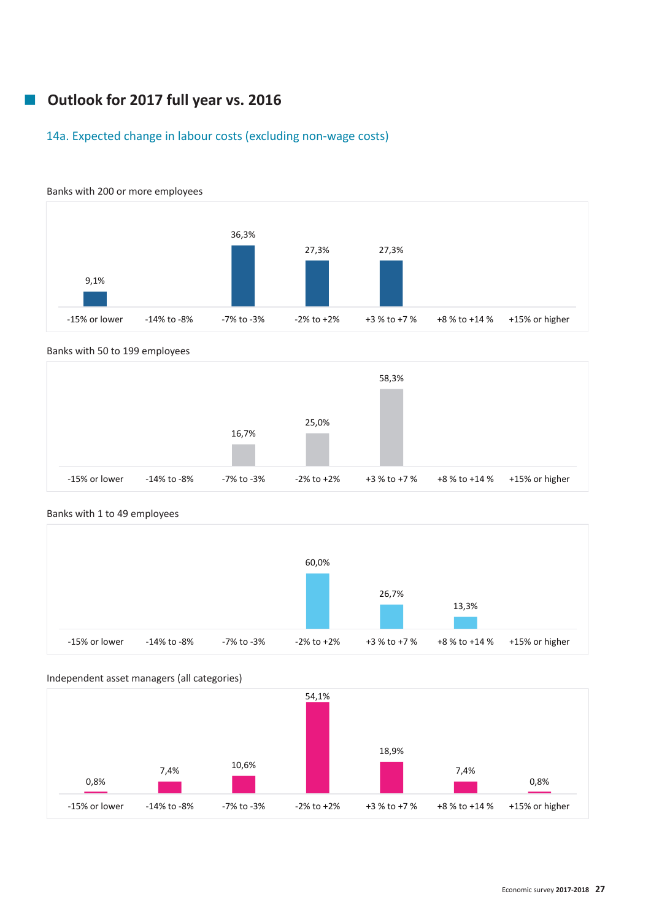## Outlook for 2017 full year vs. 2016

### 14a. Expected change in labour costs (excluding non-wage costs)

Banks with 200 or more employees

| -15% or lower | -14% to -8% | -7% to -3% | -2% to +2% | +3 % to +7 % | +8 % to +14 % | +15% or higher |
|---|---|---|---|---|---|---|
| 9,1% | | 36,3% | 27,3% | 27,3% | | |

Banks with 50 to 199 employees

| -15% or lower | -14% to -8% | -7% to -3% | -2% to +2% | +3 % to +7 % | +8 % to +14 % | +15% or higher |
|---|---|---|---|---|---|---|
| | | 16,7% | 25,0% | 58,3% | | |

Banks with 1 to 49 employees

| -15% or lower | -14% to -8% | -7% to -3% | -2% to +2% | +3 % to +7 % | +8 % to +14 % | +15% or higher |
|---|---|---|---|---|---|---|
| | | | 60,0% | 26,7% | 13,3% | |

Independent asset managers (all categories)

| -15% or lower | -14% to -8% | -7% to -3% | -2% to +2% | +3 % to +7 % | +8 % to +14 % | +15% or higher |
|---|---|---|---|---|---|---|
| 0,8% | 7,4% | 10,6% | 54,1% | 18,9% | 7,4% | 0,8% |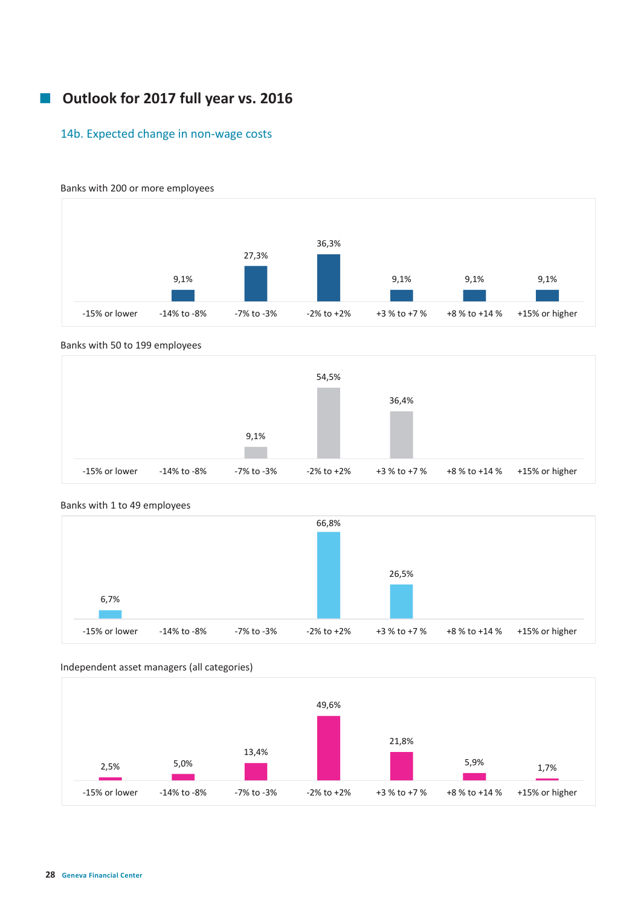## Outlook for 2017 full year vs. 2016

### 14b. Expected change in non-wage costs

Banks with 200 or more employees

| -15% or lower | -14% to -8% | -7% to -3% | -2% to +2% | +3 % to +7 % | +8 % to +14 % | +15% or higher |
|---|---|---|---|---|---|---|
| | 9,1% | 27,3% | 36,3% | 9,1% | 9,1% | 9,1% |

Banks with 50 to 199 employees

| -15% or lower | -14% to -8% | -7% to -3% | -2% to +2% | +3 % to +7 % | +8 % to +14 % | +15% or higher |
|---|---|---|---|---|---|---|
| | | 9,1% | 54,5% | 36,4% | | |

Banks with 1 to 49 employees

| -15% or lower | -14% to -8% | -7% to -3% | -2% to +2% | +3 % to +7 % | +8 % to +14 % | +15% or higher |
|---|---|---|---|---|---|---|
| 6,7% | | | 66,8% | 26,5% | | |

Independent asset managers (all categories)

| -15% or lower | -14% to -8% | -7% to -3% | -2% to +2% | +3 % to +7 % | +8 % to +14 % | +15% or higher |
|---|---|---|---|---|---|---|
| 2,5% | 5,0% | 13,4% | 49,6% | 21,8% | 5,9% | 1,7% |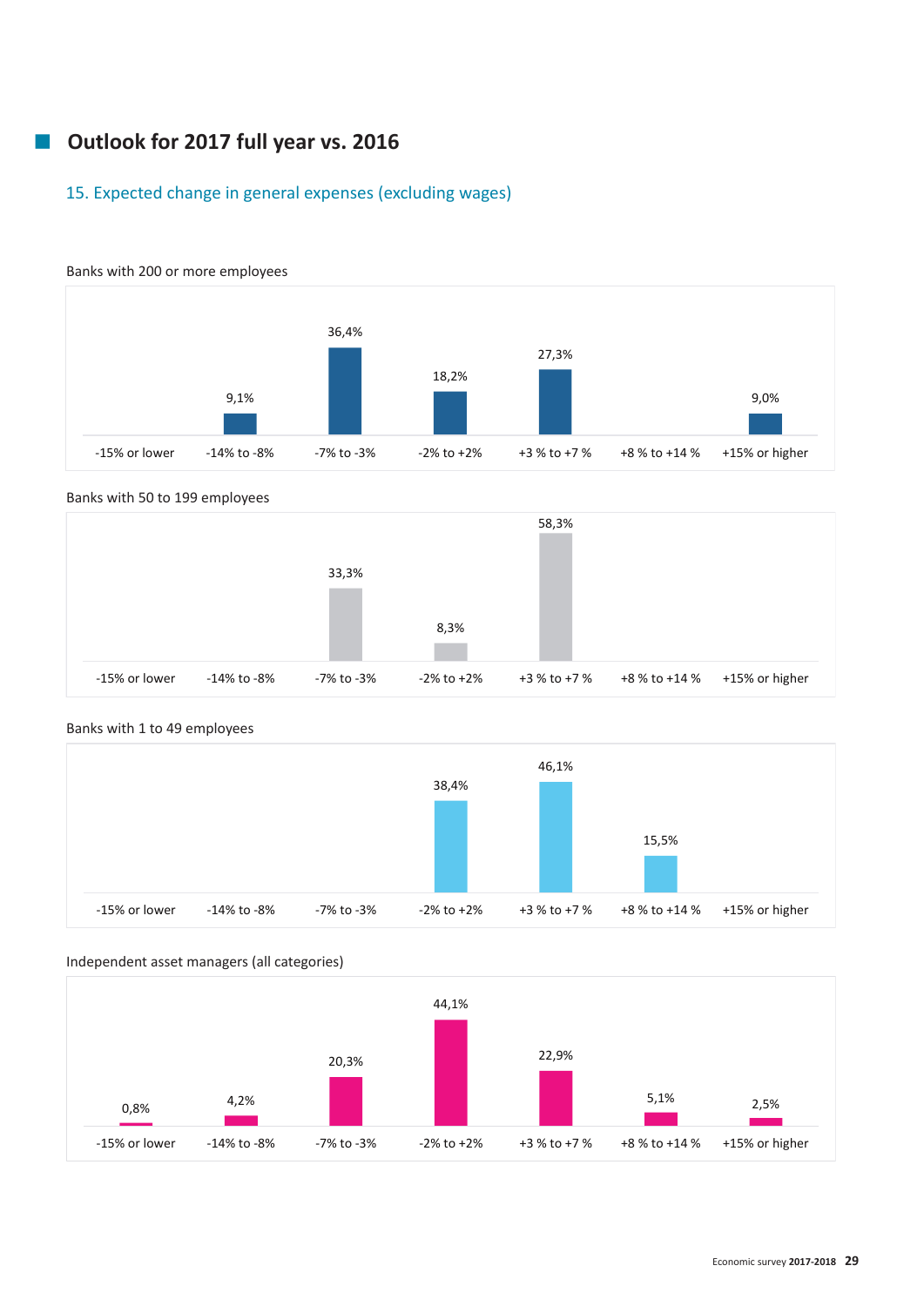## Outlook for 2017 full year vs. 2016

### 15. Expected change in general expenses (excluding wages)

Banks with 200 or more employees

| -15% or lower | -14% to -8% | -7% to -3% | -2% to +2% | +3 % to +7 % | +8 % to +14 % | +15% or higher |
|---|---|---|---|---|---|---|
| | 9,1% | 36,4% | 18,2% | 27,3% | | 9,0% |

Banks with 50 to 199 employees

| -15% or lower | -14% to -8% | -7% to -3% | -2% to +2% | +3 % to +7 % | +8 % to +14 % | +15% or higher |
|---|---|---|---|---|---|---|
| | | 33,3% | 8,3% | 58,3% | | |

Banks with 1 to 49 employees

| -15% or lower | -14% to -8% | -7% to -3% | -2% to +2% | +3 % to +7 % | +8 % to +14 % | +15% or higher |
|---|---|---|---|---|---|---|
| | | | 38,4% | 46,1% | 15,5% | |

Independent asset managers (all categories)

| -15% or lower | -14% to -8% | -7% to -3% | -2% to +2% | +3 % to +7 % | +8 % to +14 % | +15% or higher |
|---|---|---|---|---|---|---|
| 0,8% | 4,2% | 20,3% | 44,1% | 22,9% | 5,1% | 2,5% |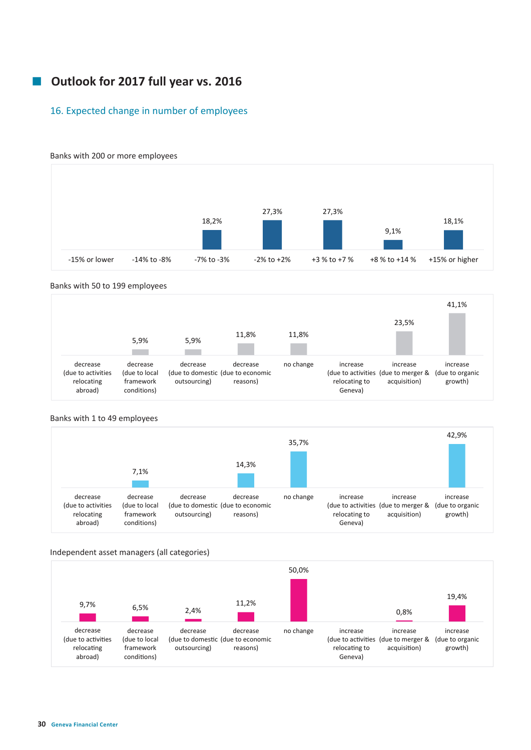## Outlook for 2017 full year vs. 2016

### 16. Expected change in number of employees

Banks with 200 or more employees

| -15% or lower | -14% to -8% | -7% to -3% | -2% to +2% | +3 % to +7 % | +8 % to +14 % | +15% or higher |
|---|---|---|---|---|---|---|
| | | 18,2% | 27,3% | 27,3% | 9,1% | 18,1% |

Banks with 50 to 199 employees

| decrease (due to activities relocating abroad) | decrease (due to local framework conditions) | decrease (due to domestic outsourcing) | decrease (due to economic reasons) | no change | increase (due to activities relocating to Geneva) | increase (due to merger & acquisition) | increase (due to organic growth) |
|---|---|---|---|---|---|---|---|
| | 5,9% | 5,9% | 11,8% | 11,8% | | 23,5% | 41,1% |

Banks with 1 to 49 employees

| decrease (due to activities relocating abroad) | decrease (due to local framework conditions) | decrease (due to domestic outsourcing) | decrease (due to economic reasons) | no change | increase (due to activities relocating to Geneva) | increase (due to merger & acquisition) | increase (due to organic growth) |
|---|---|---|---|---|---|---|---|
| | 7,1% | | 14,3% | 35,7% | | | 42,9% |

Independent asset managers (all categories)

| decrease (due to activities relocating abroad) | decrease (due to local framework conditions) | decrease (due to domestic outsourcing) | decrease (due to economic reasons) | no change | increase (due to activities relocating to Geneva) | increase (due to merger & acquisition) | increase (due to organic growth) |
|---|---|---|---|---|---|---|---|
| 9,7% | 6,5% | 2,4% | 11,2% | 50,0% | | 0,8% | 19,4% |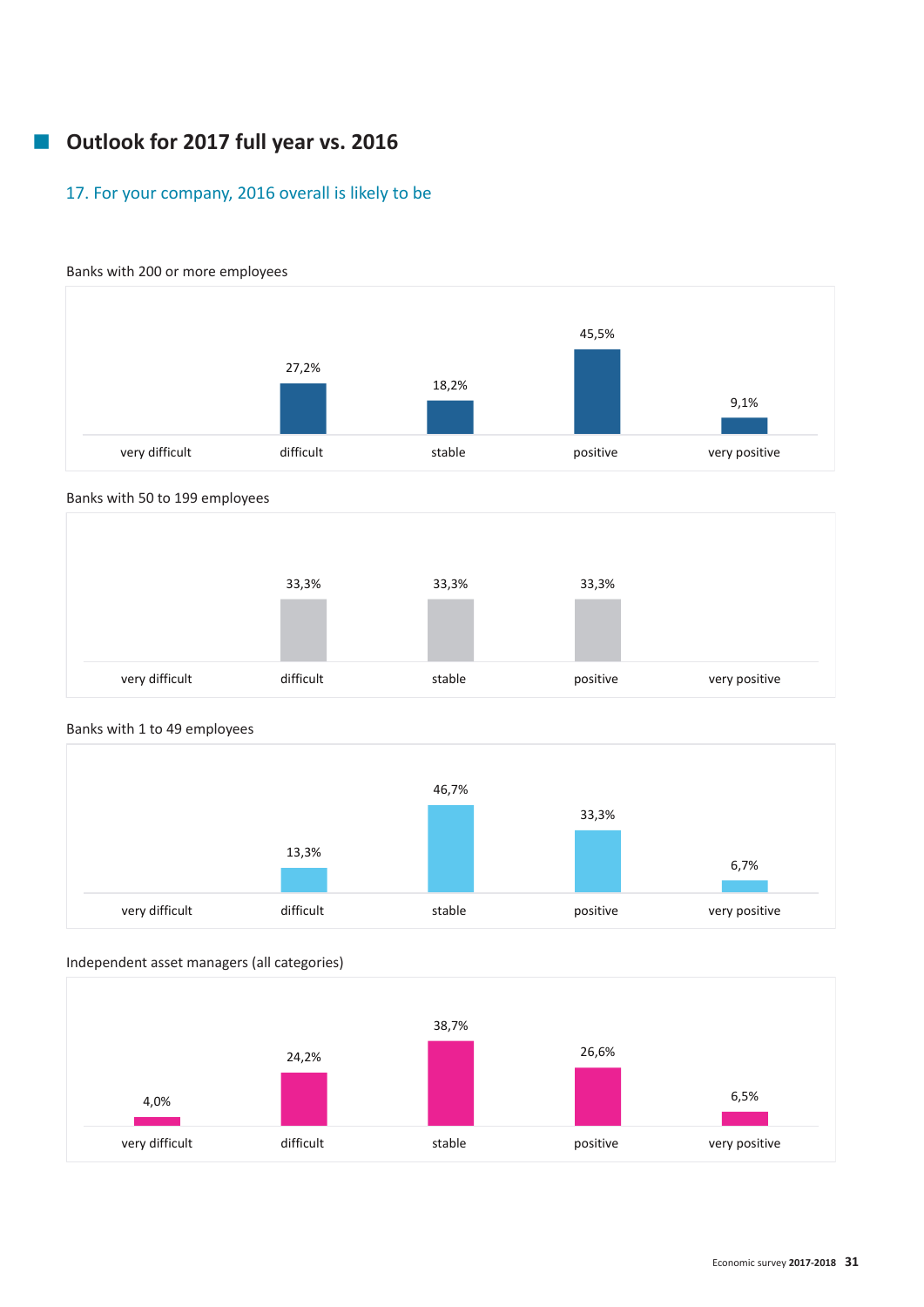## Outlook for 2017 full year vs. 2016

### 17. For your company, 2016 overall is likely to be

Banks with 200 or more employees

| very difficult | difficult | stable | positive | very positive |
|---|---|---|---|---|
| | 27,2% | 18,2% | 45,5% | 9,1% |

Banks with 50 to 199 employees

| very difficult | difficult | stable | positive | very positive |
|---|---|---|---|---|
| | 33,3% | 33,3% | 33,3% | |

Banks with 1 to 49 employees

| very difficult | difficult | stable | positive | very positive |
|---|---|---|---|---|
| | 13,3% | 46,7% | 33,3% | 6,7% |

Independent asset managers (all categories)

| very difficult | difficult | stable | positive | very positive |
|---|---|---|---|---|
| 4,0% | 24,2% | 38,7% | 26,6% | 6,5% |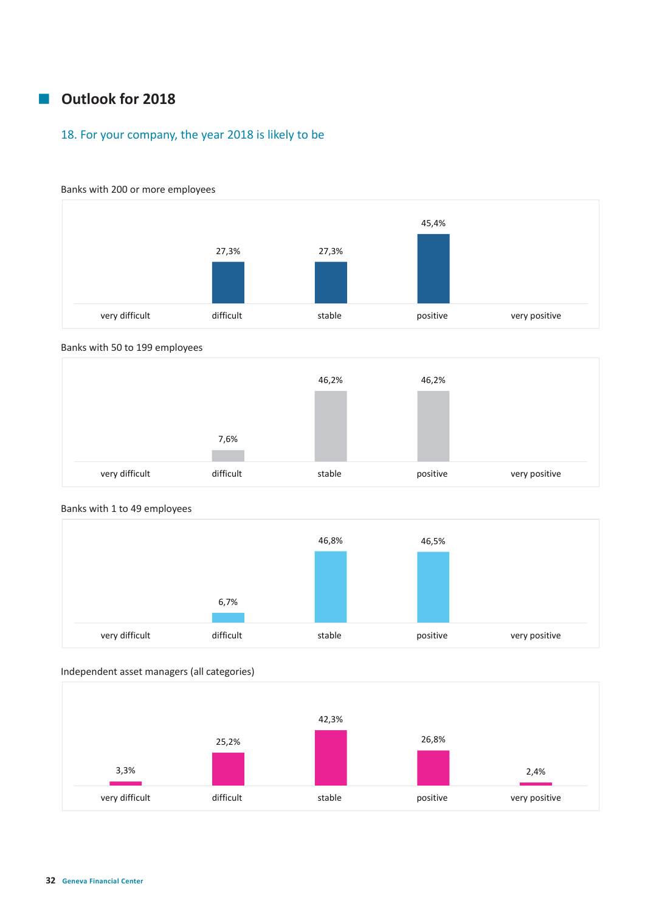## Outlook for 2018

### 18. For your company, the year 2018 is likely to be

Banks with 200 or more employees

| very difficult | difficult | stable | positive | very positive |
|---|---|---|---|---|
| | 27,3% | 27,3% | 45,4% | |

Banks with 50 to 199 employees

| very difficult | difficult | stable | positive | very positive |
|---|---|---|---|---|
| | 7,6% | 46,2% | 46,2% | |

Banks with 1 to 49 employees

| very difficult | difficult | stable | positive | very positive |
|---|---|---|---|---|
| | 6,7% | 46,8% | 46,5% | |

Independent asset managers (all categories)

| very difficult | difficult | stable | positive | very positive |
|---|---|---|---|---|
| 3,3% | 25,2% | 42,3% | 26,8% | 2,4% |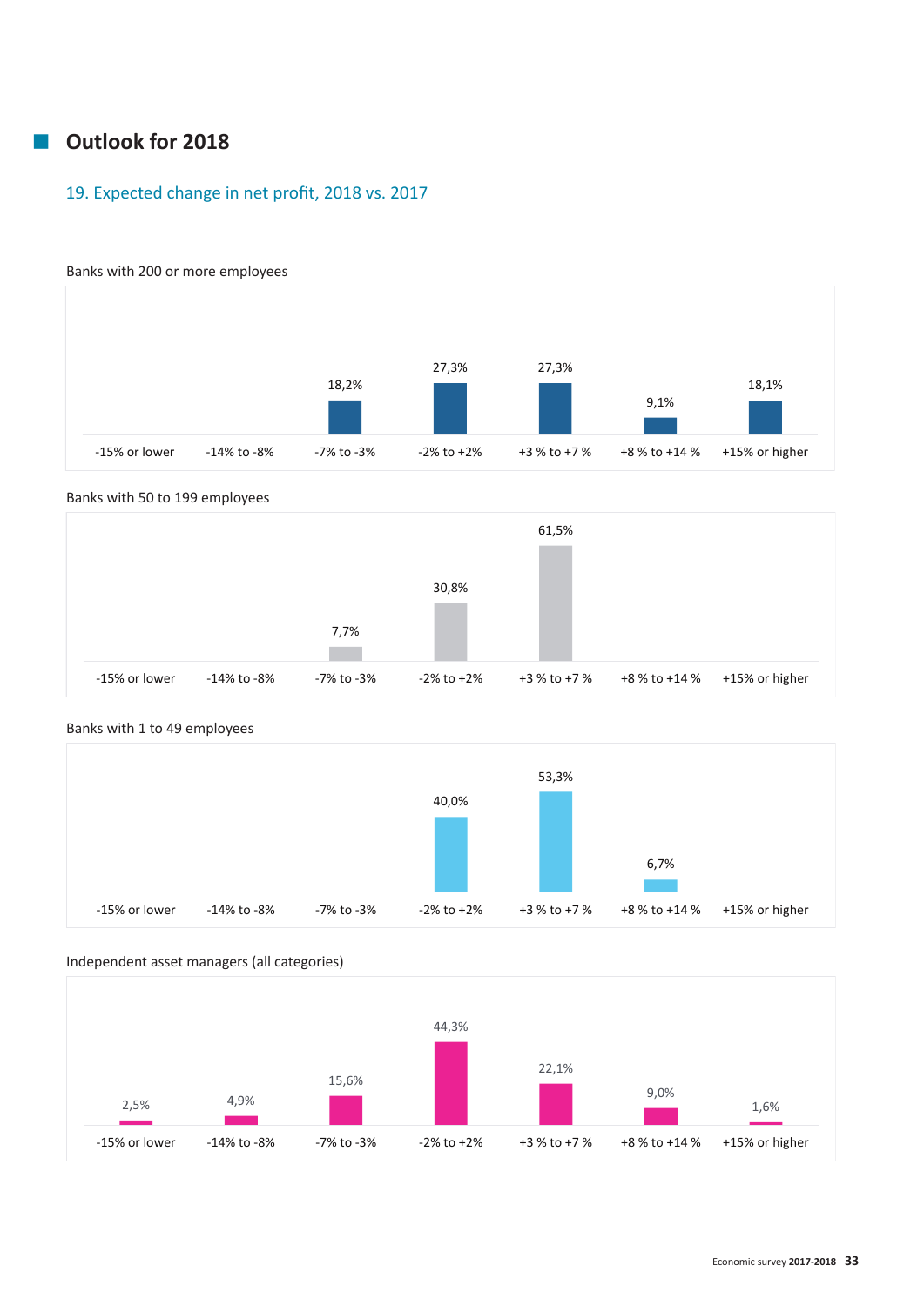## Outlook for 2018

### 19. Expected change in net profit, 2018 vs. 2017

Banks with 200 or more employees

| -15% or lower | -14% to -8% | -7% to -3% | -2% to +2% | +3 % to +7 % | +8 % to +14 % | +15% or higher |
|---|---|---|---|---|---|---|
| | | 18,2% | 27,3% | 27,3% | 9,1% | 18,1% |

Banks with 50 to 199 employees

| -15% or lower | -14% to -8% | -7% to -3% | -2% to +2% | +3 % to +7 % | +8 % to +14 % | +15% or higher |
|---|---|---|---|---|---|---|
| | | 7,7% | 30,8% | 61,5% | | |

Banks with 1 to 49 employees

| -15% or lower | -14% to -8% | -7% to -3% | -2% to +2% | +3 % to +7 % | +8 % to +14 % | +15% or higher |
|---|---|---|---|---|---|---|
| | | | 40,0% | 53,3% | 6,7% | |

Independent asset managers (all categories)

| -15% or lower | -14% to -8% | -7% to -3% | -2% to +2% | +3 % to +7 % | +8 % to +14 % | +15% or higher |
|---|---|---|---|---|---|---|
| 2,5% | 4,9% | 15,6% | 44,3% | 22,1% | 9,0% | 1,6% |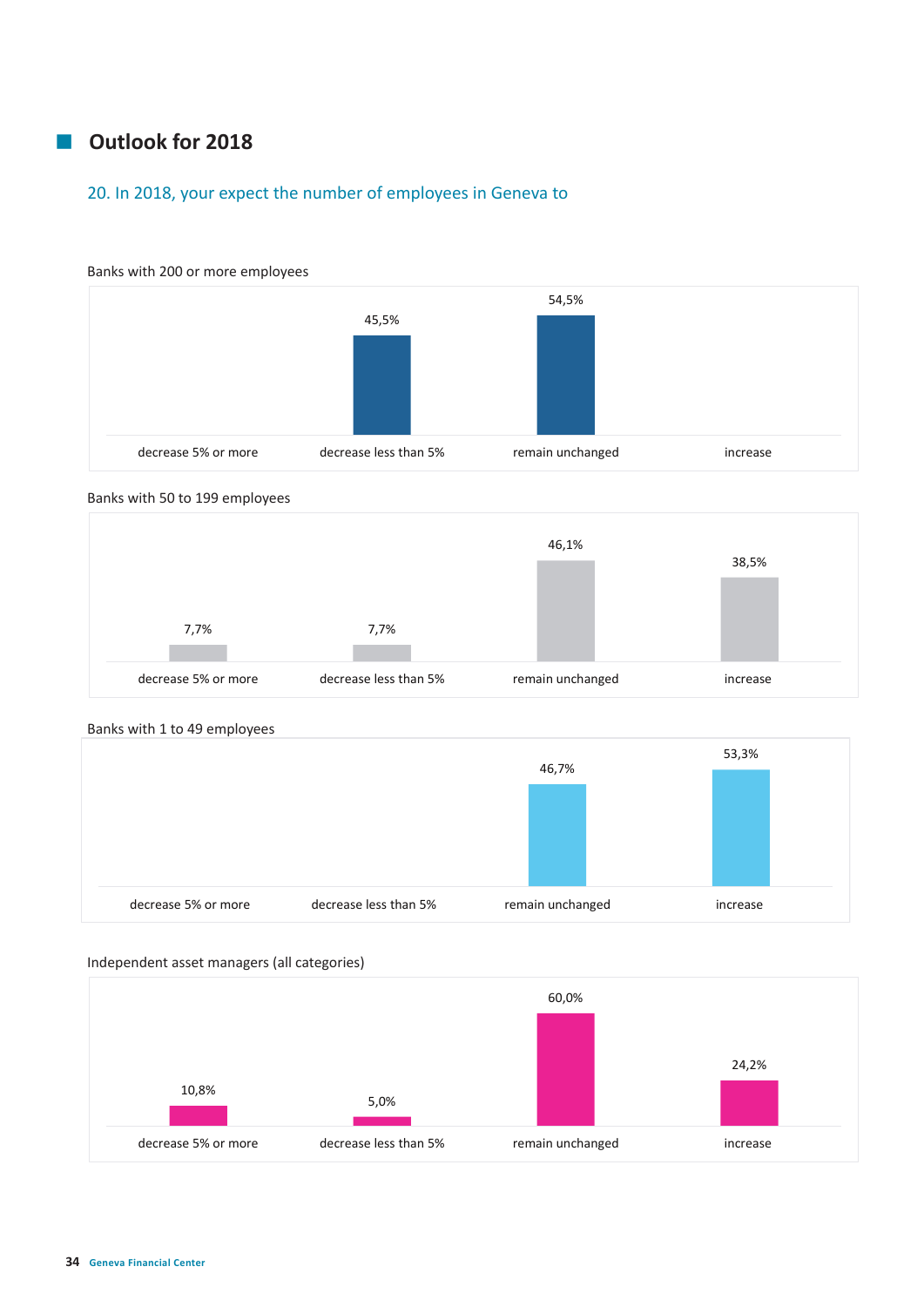## Outlook for 2018

### 20. In 2018, your expect the number of employees in Geneva to

Banks with 200 or more employees

| decrease 5% or more | decrease less than 5% | remain unchanged | increase |
|---|---|---|---|
| | 45,5% | 54,5% | |

Banks with 50 to 199 employees

| decrease 5% or more | decrease less than 5% | remain unchanged | increase |
|---|---|---|---|
| 7,7% | 7,7% | 46,1% | 38,5% |

Banks with 1 to 49 employees

| decrease 5% or more | decrease less than 5% | remain unchanged | increase |
|---|---|---|---|
| | | 46,7% | 53,3% |

Independent asset managers (all categories)

| decrease 5% or more | decrease less than 5% | remain unchanged | increase |
|---|---|---|---|
| 10,8% | 5,0% | 60,0% | 24,2% |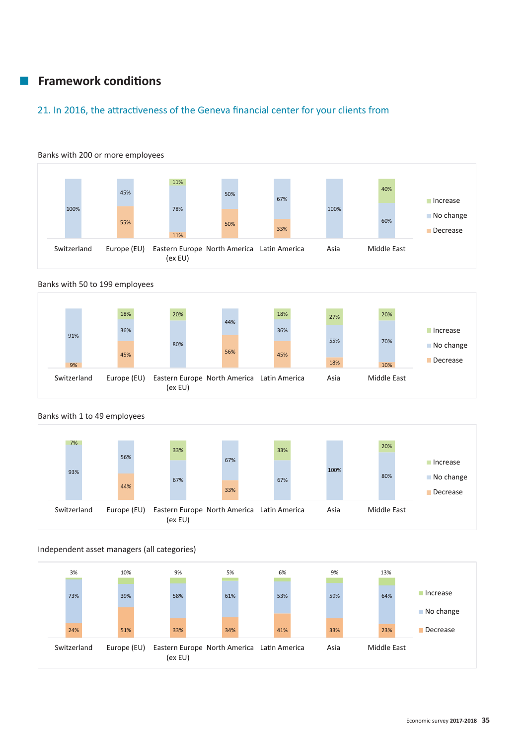## Framework conditions

### 21. In 2016, the attractiveness of the Geneva financial center for your clients from

Banks with 200 or more employees

| | Switzerland | Europe (EU) | Eastern Europe (ex EU) | North America | Latin America | Asia | Middle East |
|---|---|---|---|---|---|---|---|
| Increase | | | 11% | | | | 40% |
| No change | 100% | 45% | 78% | 50% | 67% | 100% | 60% |
| Decrease | | 55% | 11% | 50% | 33% | | |

Banks with 50 to 199 employees

| | Switzerland | Europe (EU) | Eastern Europe (ex EU) | North America | Latin America | Asia | Middle East |
|---|---|---|---|---|---|---|---|
| Increase | | 18% | 20% | | 18% | 27% | 20% |
| No change | 91% | 36% | 80% | 44% | 36% | 55% | 70% |
| Decrease | 9% | 45% | | 56% | 45% | 18% | 10% |

Banks with 1 to 49 employees

| | Switzerland | Europe (EU) | Eastern Europe (ex EU) | North America | Latin America | Asia | Middle East |
|---|---|---|---|---|---|---|---|
| Increase | 7% | | 33% | | 33% | | 20% |
| No change | 93% | 56% | 67% | 67% | 67% | 100% | 80% |
| Decrease | | 44% | | 33% | | | |

Independent asset managers (all categories)

| | Switzerland | Europe (EU) | Eastern Europe (ex EU) | North America | Latin America | Asia | Middle East |
|---|---|---|---|---|---|---|---|
| Increase | 3% | 10% | 9% | 5% | 6% | 9% | 13% |
| No change | 73% | 39% | 58% | 61% | 53% | 59% | 64% |
| Decrease | 24% | 51% | 33% | 34% | 41% | 33% | 23% |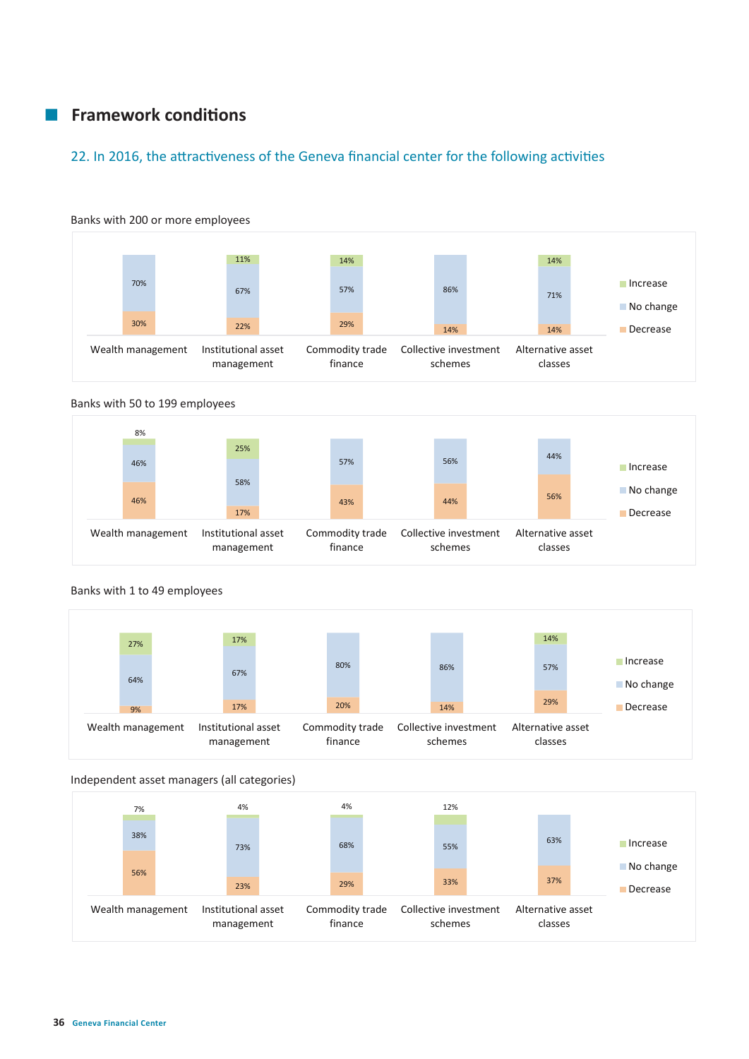## Framework conditions

### 22. In 2016, the attractiveness of the Geneva financial center for the following activities

Banks with 200 or more employees

| | Wealth management | Institutional asset management | Commodity trade finance | Collective investment schemes | Alternative asset classes |
|---|---|---|---|---|---|
| Increase | | 11% | 14% | | 14% |
| No change | 70% | 67% | 57% | 86% | 71% |
| Decrease | 30% | 22% | 29% | 14% | 14% |

Banks with 50 to 199 employees

| | Wealth management | Institutional asset management | Commodity trade finance | Collective investment schemes | Alternative asset classes |
|---|---|---|---|---|---|
| Increase | 8% | 25% | | | |
| No change | 46% | 58% | 57% | 56% | 44% |
| Decrease | 46% | 17% | 43% | 44% | 56% |

Banks with 1 to 49 employees

| | Wealth management | Institutional asset management | Commodity trade finance | Collective investment schemes | Alternative asset classes |
|---|---|---|---|---|---|
| Increase | 27% | 17% | | | 14% |
| No change | 64% | 67% | 80% | 86% | 57% |
| Decrease | 9% | 17% | 20% | 14% | 29% |

Independent asset managers (all categories)

| | Wealth management | Institutional asset management | Commodity trade finance | Collective investment schemes | Alternative asset classes |
|---|---|---|---|---|---|
| Increase | 7% | 4% | 4% | 12% | |
| No change | 38% | 73% | 68% | 55% | 63% |
| Decrease | 56% | 23% | 29% | 33% | 37% |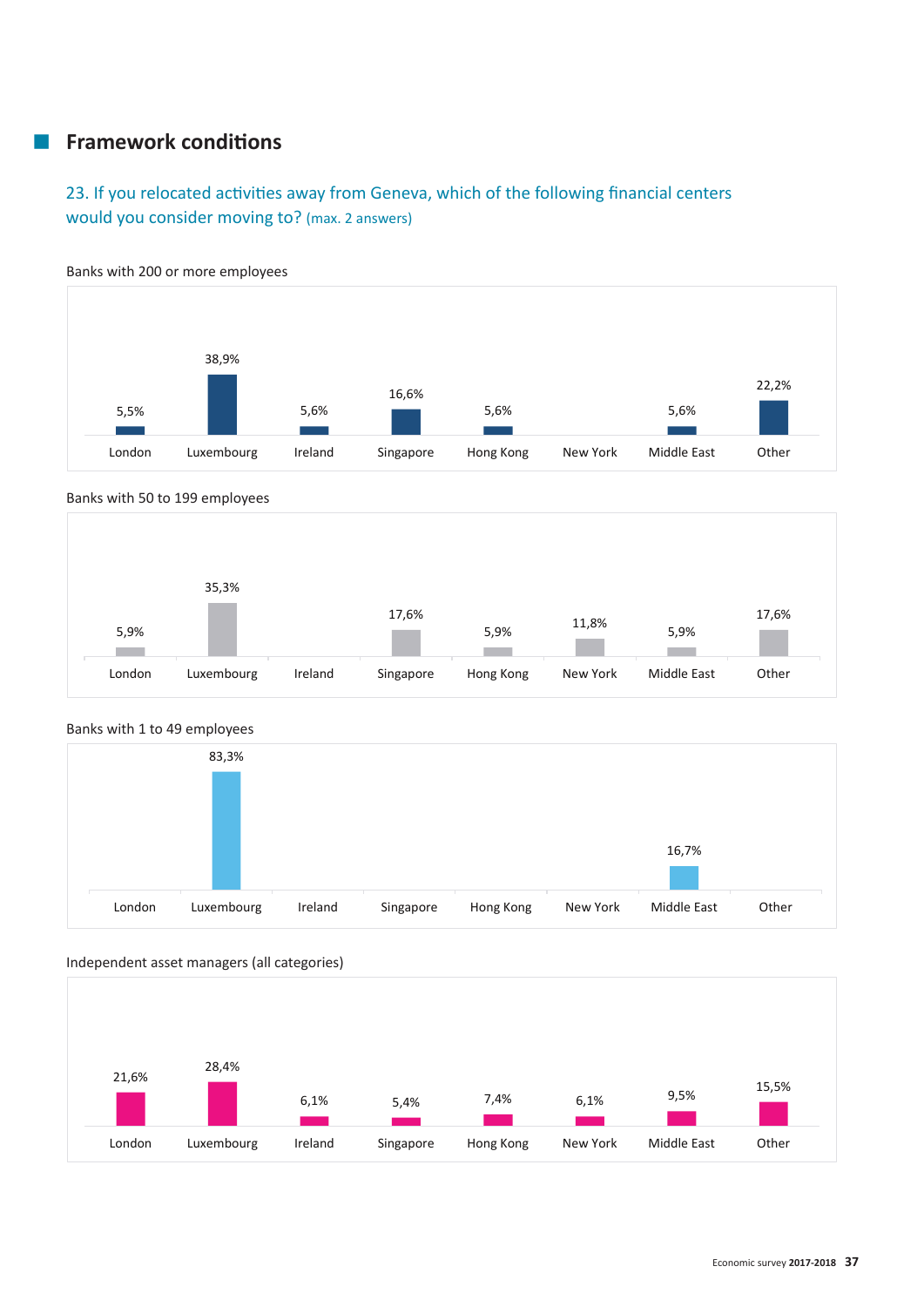## Framework conditions

### 23. If you relocated activities away from Geneva, which of the following financial centers would you consider moving to? (max. 2 answers)

Banks with 200 or more employees

| London | Luxembourg | Ireland | Singapore | Hong Kong | New York | Middle East | Other |
|---|---|---|---|---|---|---|---|
| 5,5% | 38,9% | 5,6% | 16,6% | 5,6% | | 5,6% | 22,2% |

Banks with 50 to 199 employees

| London | Luxembourg | Ireland | Singapore | Hong Kong | New York | Middle East | Other |
|---|---|---|---|---|---|---|---|
| 5,9% | 35,3% | | 17,6% | 5,9% | 11,8% | 5,9% | 17,6% |

Banks with 1 to 49 employees

| London | Luxembourg | Ireland | Singapore | Hong Kong | New York | Middle East | Other |
|---|---|---|---|---|---|---|---|
| | 83,3% | | | | | 16,7% | |

Independent asset managers (all categories)

| London | Luxembourg | Ireland | Singapore | Hong Kong | New York | Middle East | Other |
|---|---|---|---|---|---|---|---|
| 21,6% | 28,4% | 6,1% | 5,4% | 7,4% | 6,1% | 9,5% | 15,5% |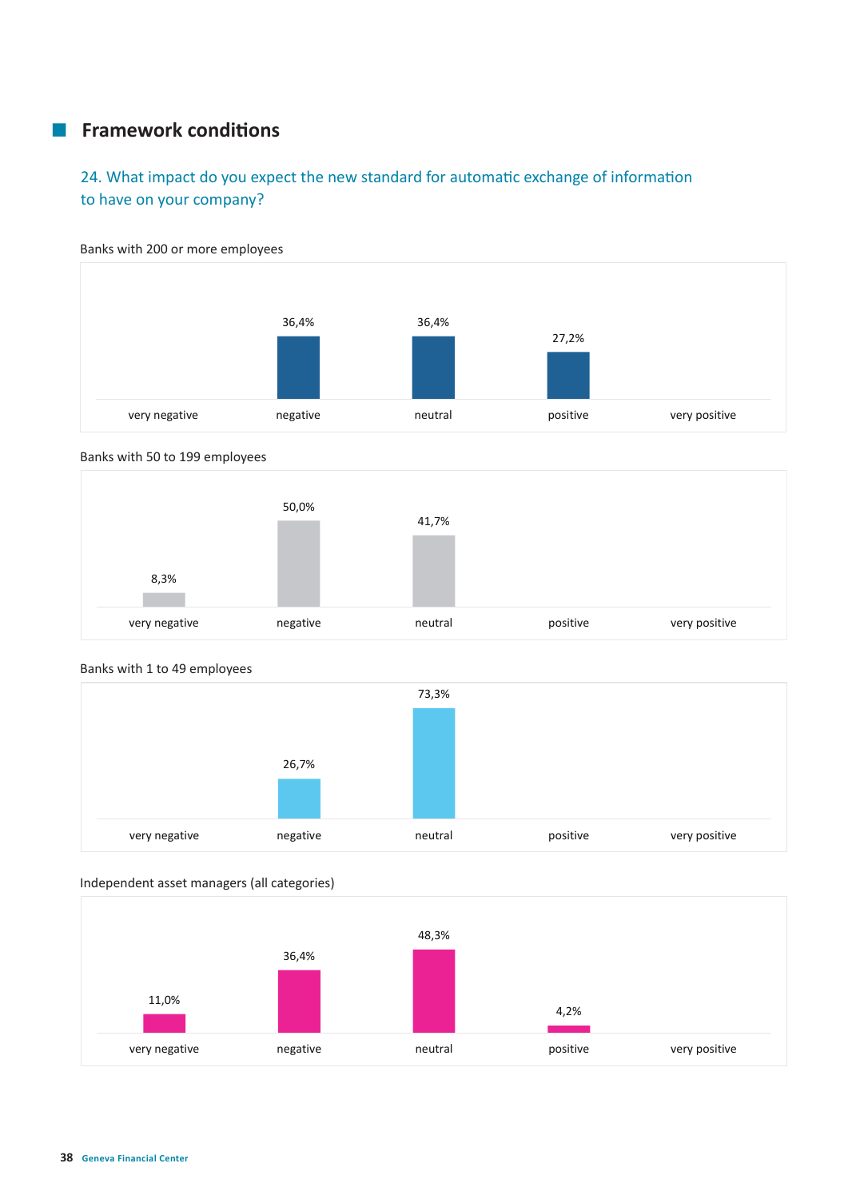## Framework conditions

### 24. What impact do you expect the new standard for automatic exchange of information to have on your company?

Banks with 200 or more employees

| very negative | negative | neutral | positive | very positive |
|---|---|---|---|---|
| | 36,4% | 36,4% | 27,2% | |

Banks with 50 to 199 employees

| very negative | negative | neutral | positive | very positive |
|---|---|---|---|---|
| 8,3% | 50,0% | 41,7% | | |

Banks with 1 to 49 employees

| very negative | negative | neutral | positive | very positive |
|---|---|---|---|---|
| | 26,7% | 73,3% | | |

Independent asset managers (all categories)

| very negative | negative | neutral | positive | very positive |
|---|---|---|---|---|
| 11,0% | 36,4% | 48,3% | 4,2% | |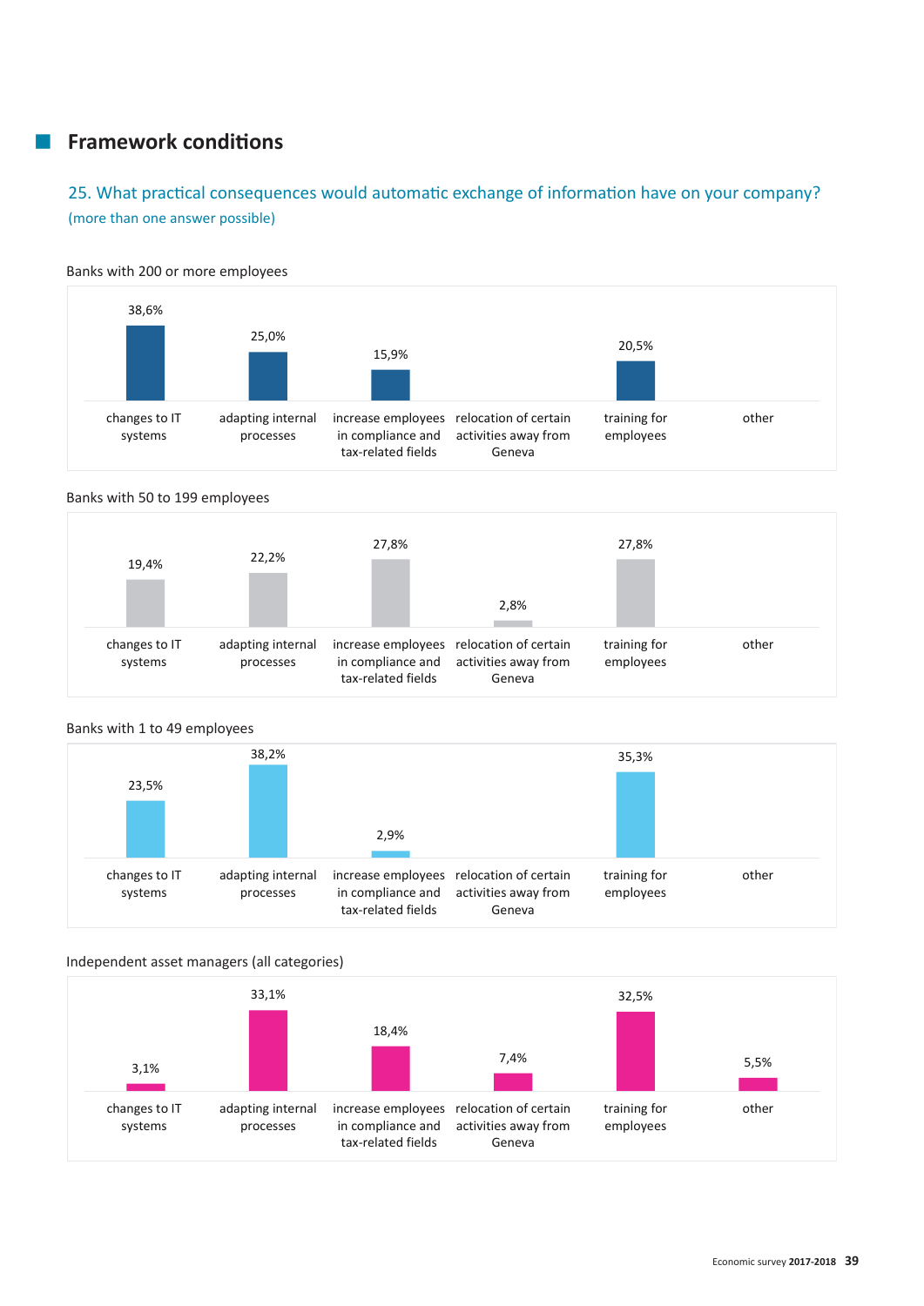## Framework conditions

### 25. What practical consequences would automatic exchange of information have on your company?
(more than one answer possible)

Banks with 200 or more employees

| changes to IT systems | adapting internal processes | increase employees in compliance and tax-related fields | relocation of certain activities away from Geneva | training for employees | other |
|---|---|---|---|---|---|
| 38,6% | 25,0% | 15,9% | | 20,5% | |

Banks with 50 to 199 employees

| changes to IT systems | adapting internal processes | increase employees in compliance and tax-related fields | relocation of certain activities away from Geneva | training for employees | other |
|---|---|---|---|---|---|
| 19,4% | 22,2% | 27,8% | 2,8% | 27,8% | |

Banks with 1 to 49 employees

| changes to IT systems | adapting internal processes | increase employees in compliance and tax-related fields | relocation of certain activities away from Geneva | training for employees | other |
|---|---|---|---|---|---|
| 23,5% | 38,2% | 2,9% | | 35,3% | |

Independent asset managers (all categories)

| changes to IT systems | adapting internal processes | increase employees in compliance and tax-related fields | relocation of certain activities away from Geneva | training for employees | other |
|---|---|---|---|---|---|
| 3,1% | 33,1% | 18,4% | 7,4% | 32,5% | 5,5% |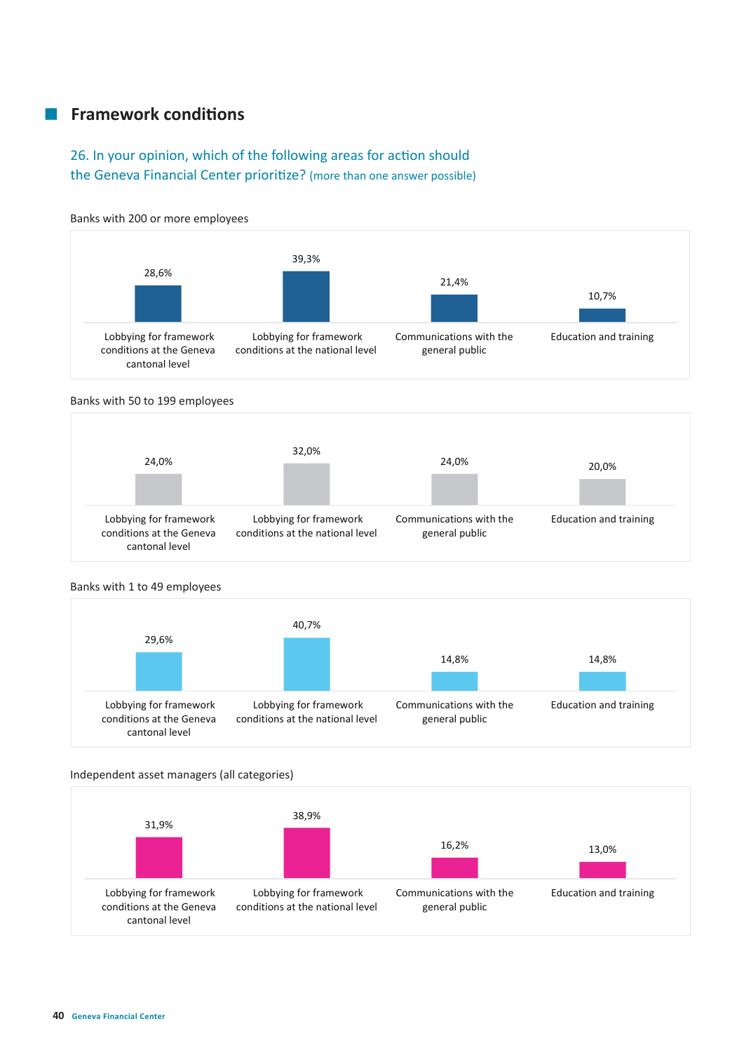## Framework conditions

### 26. In your opinion, which of the following areas for action should the Geneva Financial Center prioritize? (more than one answer possible)

Banks with 200 or more employees

| Lobbying for framework conditions at the Geneva cantonal level | Lobbying for framework conditions at the national level | Communications with the general public | Education and training |
|---|---|---|---|
| 28,6% | 39,3% | 21,4% | 10,7% |

Banks with 50 to 199 employees

| Lobbying for framework conditions at the Geneva cantonal level | Lobbying for framework conditions at the national level | Communications with the general public | Education and training |
|---|---|---|---|
| 24,0% | 32,0% | 24,0% | 20,0% |

Banks with 1 to 49 employees

| Lobbying for framework conditions at the Geneva cantonal level | Lobbying for framework conditions at the national level | Communications with the general public | Education and training |
|---|---|---|---|
| 29,6% | 40,7% | 14,8% | 14,8% |

Independent asset managers (all categories)

| Lobbying for framework conditions at the Geneva cantonal level | Lobbying for framework conditions at the national level | Communications with the general public | Education and training |
|---|---|---|---|
| 31,9% | 38,9% | 16,2% | 13,0% |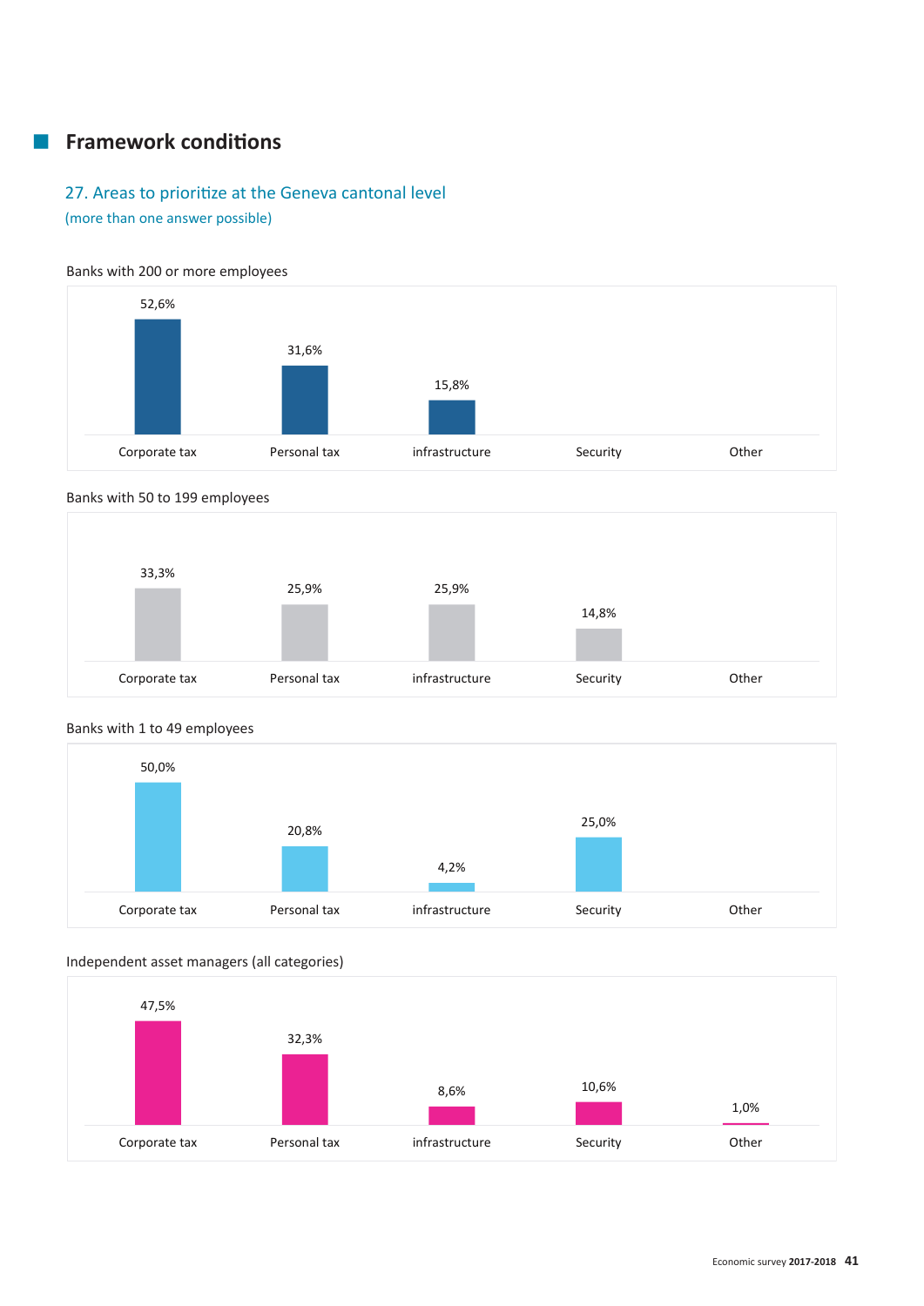## Framework conditions

### 27. Areas to prioritize at the Geneva cantonal level

(more than one answer possible)

Banks with 200 or more employees

| Corporate tax | Personal tax | infrastructure | Security | Other |
|---|---|---|---|---|
| 52,6% | 31,6% | 15,8% | | |

Banks with 50 to 199 employees

| Corporate tax | Personal tax | infrastructure | Security | Other |
|---|---|---|---|---|
| 33,3% | 25,9% | 25,9% | 14,8% | |

Banks with 1 to 49 employees

| Corporate tax | Personal tax | infrastructure | Security | Other |
|---|---|---|---|---|
| 50,0% | 20,8% | 4,2% | 25,0% | |

Independent asset managers (all categories)

| Corporate tax | Personal tax | infrastructure | Security | Other |
|---|---|---|---|---|
| 47,5% | 32,3% | 8,6% | 10,6% | 1,0% |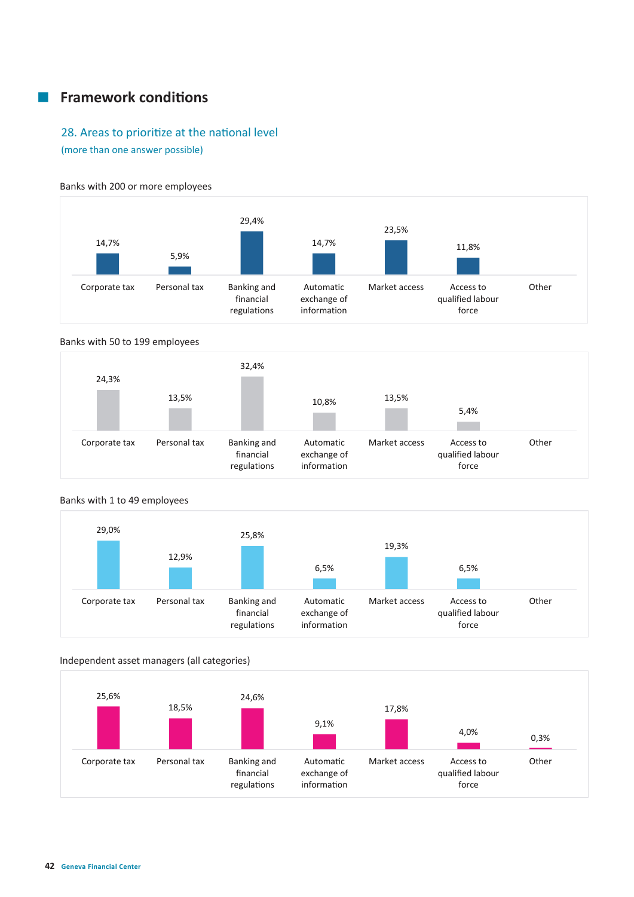## Framework conditions

### 28. Areas to prioritize at the national level

(more than one answer possible)

Banks with 200 or more employees

| Corporate tax | Personal tax | Banking and financial regulations | Automatic exchange of information | Market access | Access to qualified labour force | Other |
|---|---|---|---|---|---|---|
| 14,7% | 5,9% | 29,4% | 14,7% | 23,5% | 11,8% | |

Banks with 50 to 199 employees

| Corporate tax | Personal tax | Banking and financial regulations | Automatic exchange of information | Market access | Access to qualified labour force | Other |
|---|---|---|---|---|---|---|
| 24,3% | 13,5% | 32,4% | 10,8% | 13,5% | 5,4% | |

Banks with 1 to 49 employees

| Corporate tax | Personal tax | Banking and financial regulations | Automatic exchange of information | Market access | Access to qualified labour force | Other |
|---|---|---|---|---|---|---|
| 29,0% | 12,9% | 25,8% | 6,5% | 19,3% | 6,5% | |

Independent asset managers (all categories)

| Corporate tax | Personal tax | Banking and financial regulations | Automatic exchange of information | Market access | Access to qualified labour force | Other |
|---|---|---|---|---|---|---|
| 25,6% | 18,5% | 24,6% | 9,1% | 17,8% | 4,0% | 0,3% |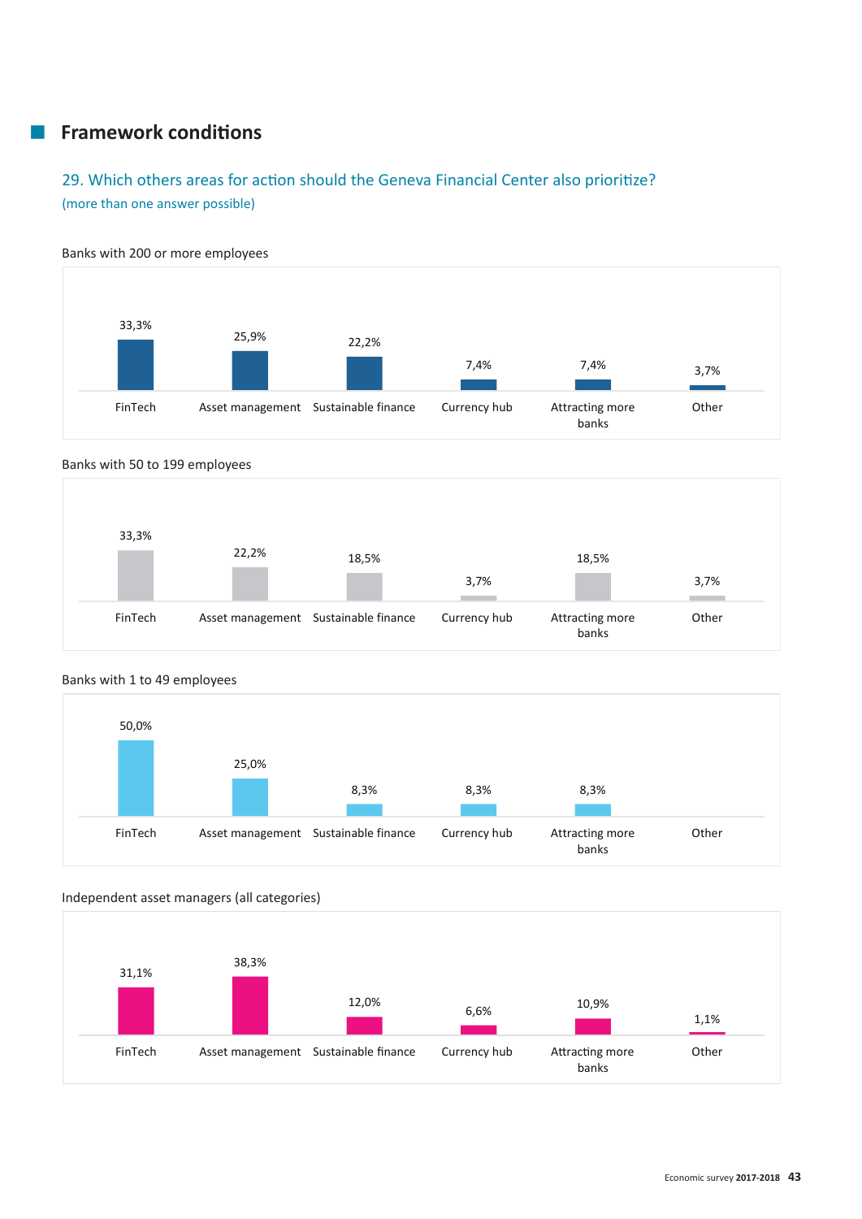## Framework conditions

### 29. Which others areas for action should the Geneva Financial Center also prioritize?

(more than one answer possible)

Banks with 200 or more employees

| FinTech | Asset management | Sustainable finance | Currency hub | Attracting more banks | Other |
|---|---|---|---|---|---|
| 33,3% | 25,9% | 22,2% | 7,4% | 7,4% | 3,7% |

Banks with 50 to 199 employees

| FinTech | Asset management | Sustainable finance | Currency hub | Attracting more banks | Other |
|---|---|---|---|---|---|
| 33,3% | 22,2% | 18,5% | 3,7% | 18,5% | 3,7% |

Banks with 1 to 49 employees

| FinTech | Asset management | Sustainable finance | Currency hub | Attracting more banks | Other |
|---|---|---|---|---|---|
| 50,0% | 25,0% | 8,3% | 8,3% | 8,3% | |

Independent asset managers (all categories)

| FinTech | Asset management | Sustainable finance | Currency hub | Attracting more banks | Other |
|---|---|---|---|---|---|
| 31,1% | 38,3% | 12,0% | 6,6% | 10,9% | 1,1% |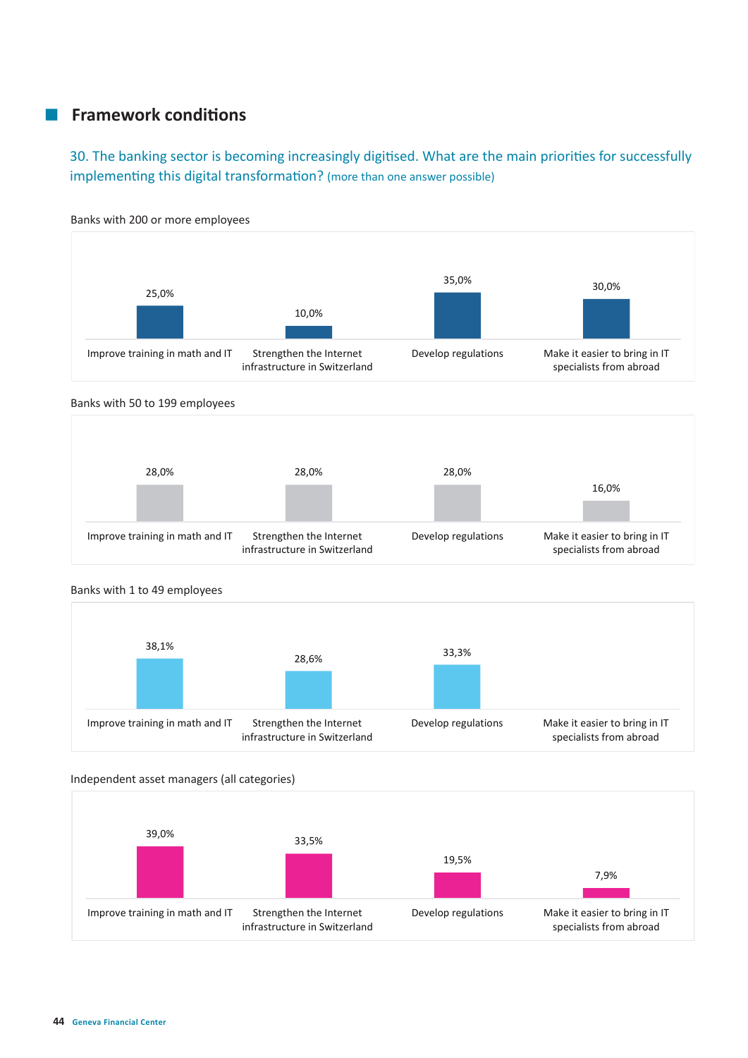## Framework conditions

### 30. The banking sector is becoming increasingly digitised. What are the main priorities for successfully implementing this digital transformation? (more than one answer possible)

Banks with 200 or more employees

| Improve training in math and IT | Strengthen the Internet infrastructure in Switzerland | Develop regulations | Make it easier to bring in IT specialists from abroad |
|---|---|---|---|
| 25,0% | 10,0% | 35,0% | 30,0% |

Banks with 50 to 199 employees

| Improve training in math and IT | Strengthen the Internet infrastructure in Switzerland | Develop regulations | Make it easier to bring in IT specialists from abroad |
|---|---|---|---|
| 28,0% | 28,0% | 28,0% | 16,0% |

Banks with 1 to 49 employees

| Improve training in math and IT | Strengthen the Internet infrastructure in Switzerland | Develop regulations | Make it easier to bring in IT specialists from abroad |
|---|---|---|---|
| 38,1% | 28,6% | 33,3% | |

Independent asset managers (all categories)

| Improve training in math and IT | Strengthen the Internet infrastructure in Switzerland | Develop regulations | Make it easier to bring in IT specialists from abroad |
|---|---|---|---|
| 39,0% | 33,5% | 19,5% | 7,9% |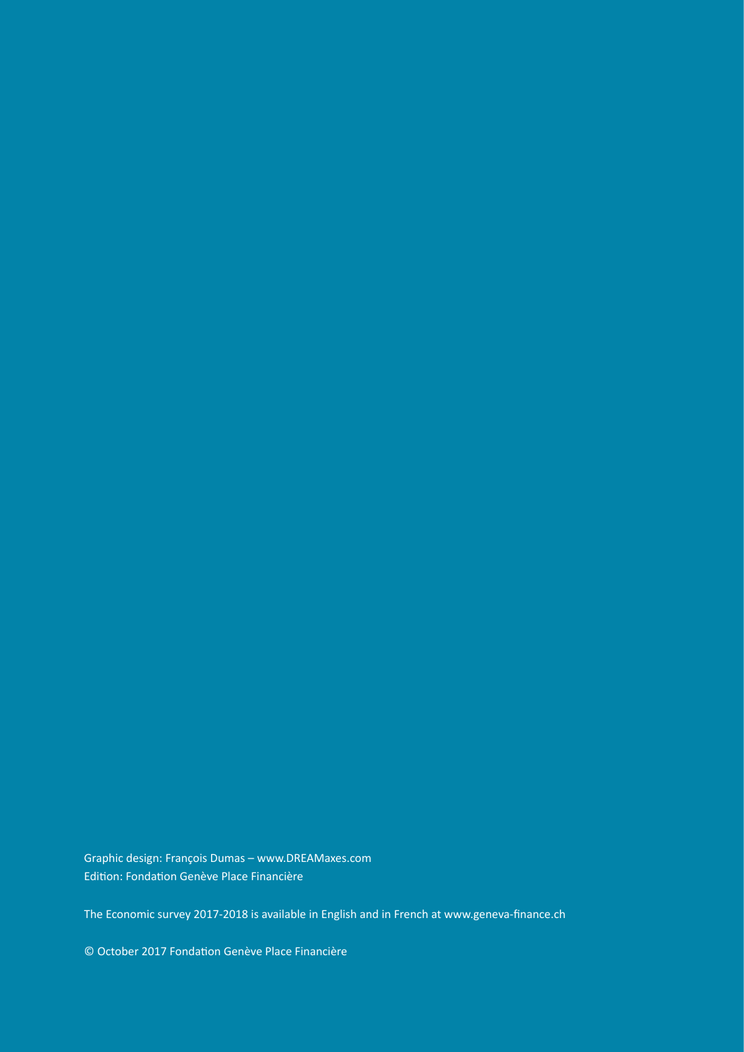Graphic design: François Dumas – www.DREAMaxes.com
Edition: Fondation Genève Place Financière

The Economic survey 2017-2018 is available in English and in French at www.geneva-finance.ch

© October 2017 Fondation Genève Place Financière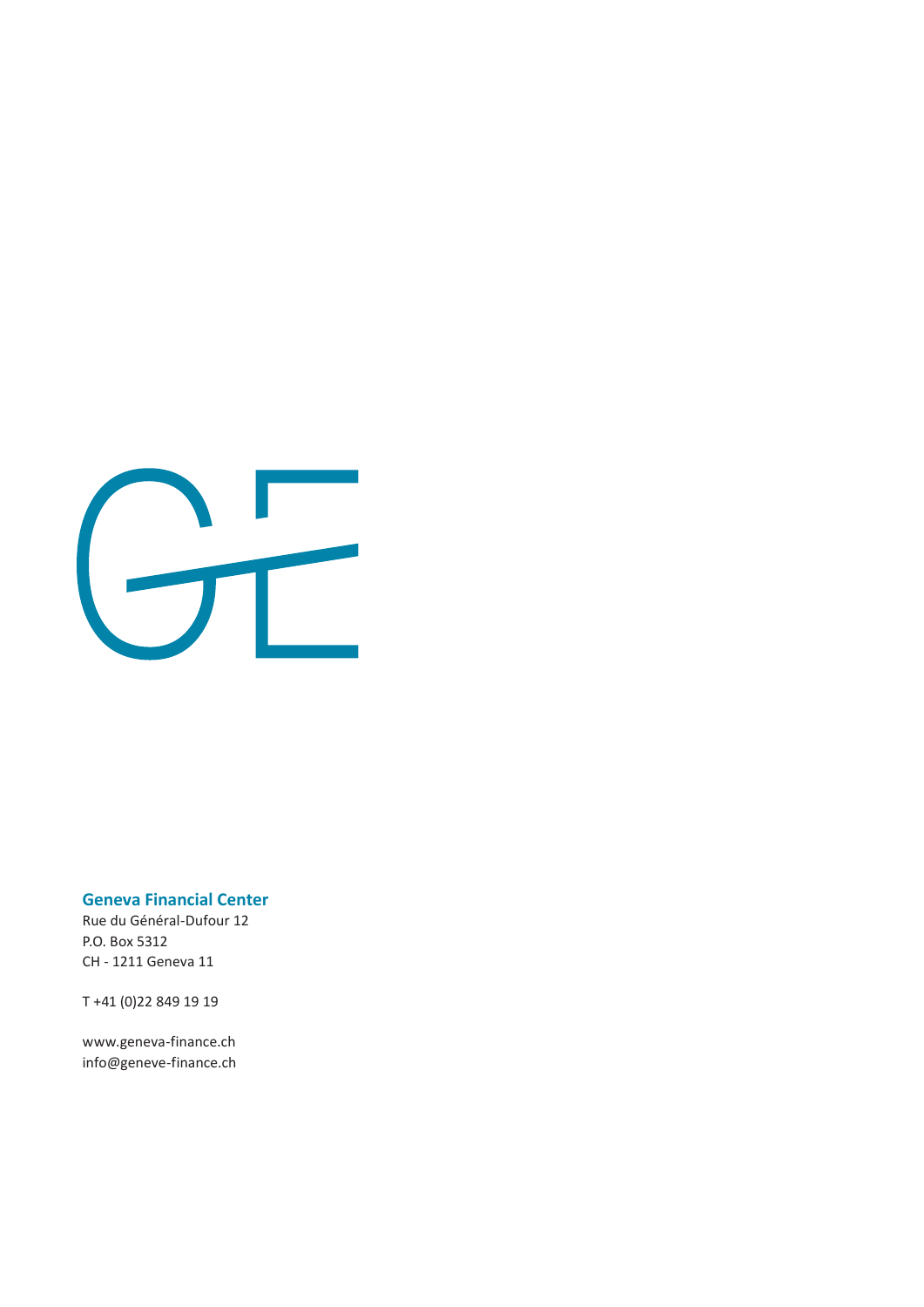**Geneva Financial Center**
Rue du Général-Dufour 12
P.O. Box 5312
CH - 1211 Geneva 11

T +41 (0)22 849 19 19

www.geneva-finance.ch
info@geneve-finance.ch